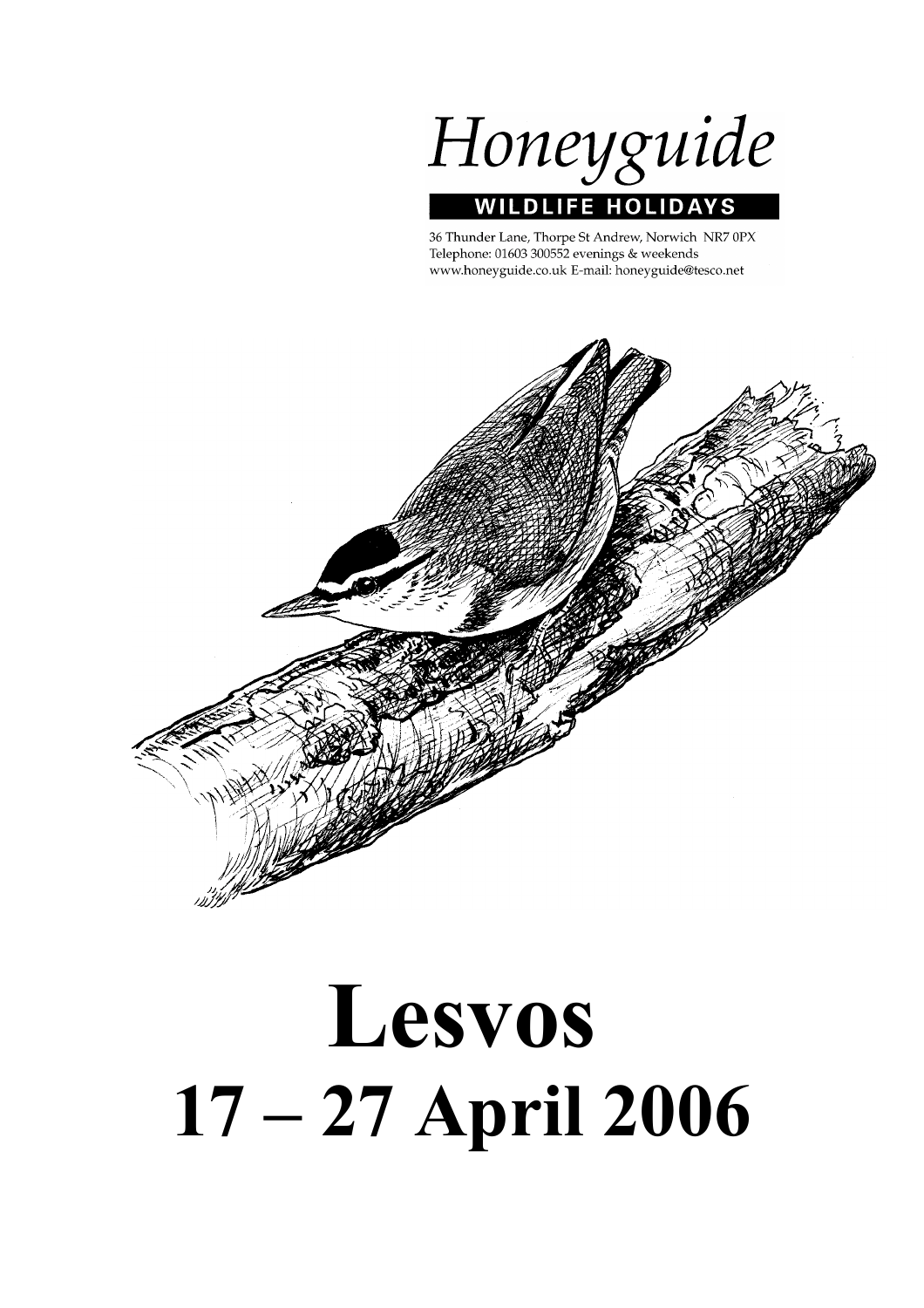# Honeyguide

**WILDLIFE HOLIDAYS**

36 Thunder Lane, Thorpe St Andrew, Norwich NR7 0PX
Telephone: 01603 300552 evenings & weekends
www.honeyguide.co.uk E-mail: honeyguide@tesco.net

# Lesvos

# 17 – 27 April 2006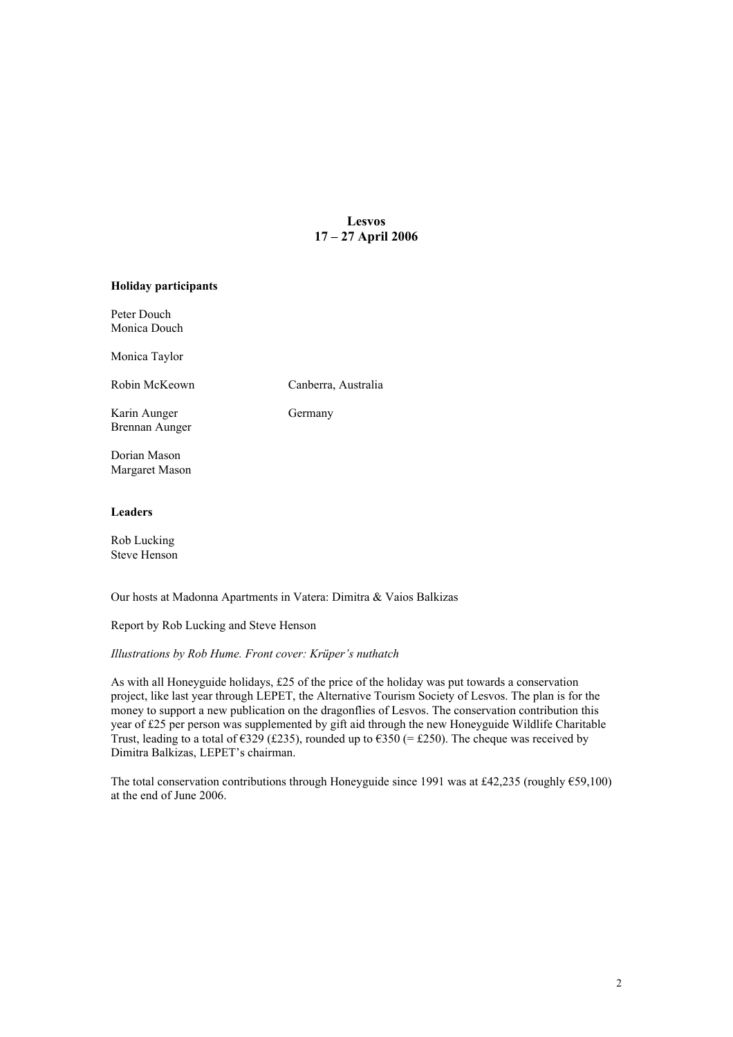# Lesvos
## 17 – 27 April 2006

**Holiday participants**

Peter Douch
Monica Douch

Monica Taylor

Robin McKeown — Canberra, Australia

Karin Aunger — Germany
Brennan Aunger

Dorian Mason
Margaret Mason

**Leaders**

Rob Lucking
Steve Henson

Our hosts at Madonna Apartments in Vatera: Dimitra & Vaios Balkizas

Report by Rob Lucking and Steve Henson

*Illustrations by Rob Hume. Front cover: Krüper's nuthatch*

As with all Honeyguide holidays, £25 of the price of the holiday was put towards a conservation project, like last year through LEPET, the Alternative Tourism Society of Lesvos. The plan is for the money to support a new publication on the dragonflies of Lesvos. The conservation contribution this year of £25 per person was supplemented by gift aid through the new Honeyguide Wildlife Charitable Trust, leading to a total of €329 (£235), rounded up to €350 (= £250). The cheque was received by Dimitra Balkizas, LEPET's chairman.

The total conservation contributions through Honeyguide since 1991 was at £42,235 (roughly €59,100) at the end of June 2006.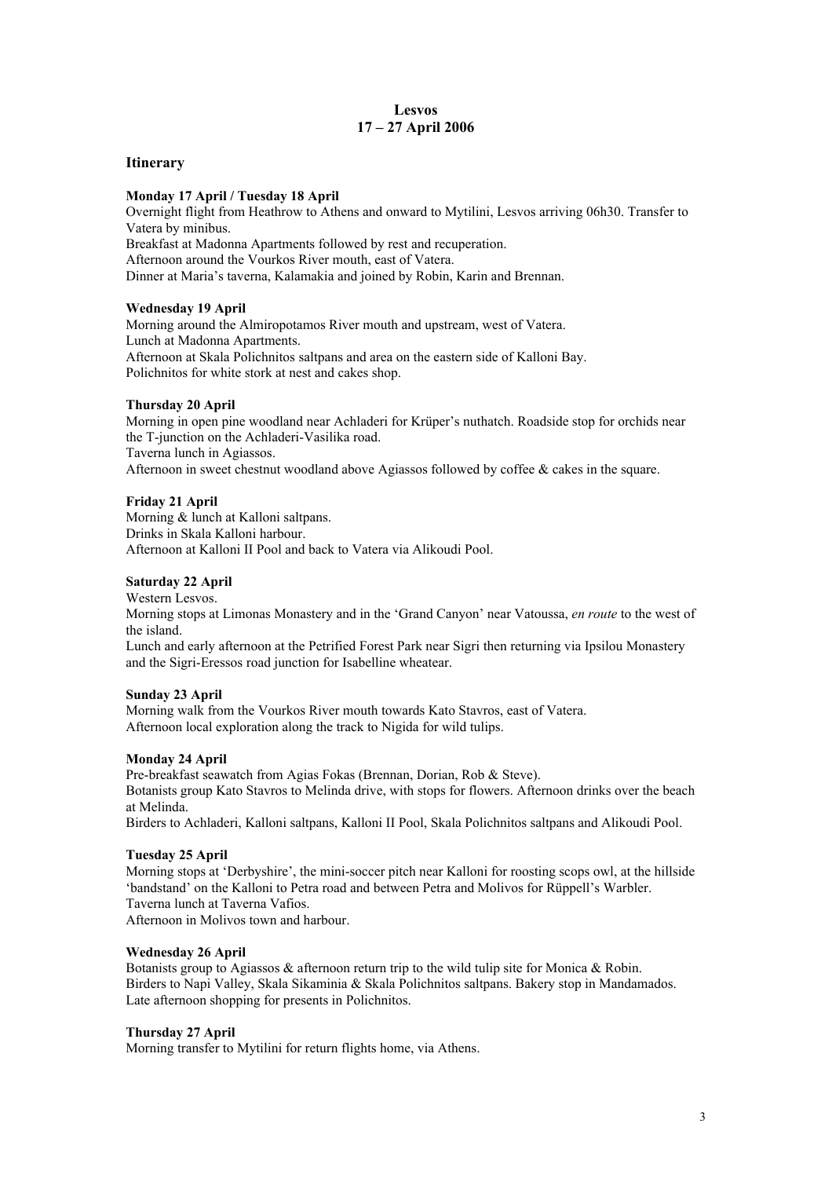# Lesvos
# 17 – 27 April 2006

## Itinerary

**Monday 17 April / Tuesday 18 April**
Overnight flight from Heathrow to Athens and onward to Mytilini, Lesvos arriving 06h30. Transfer to Vatera by minibus.
Breakfast at Madonna Apartments followed by rest and recuperation.
Afternoon around the Vourkos River mouth, east of Vatera.
Dinner at Maria's taverna, Kalamakia and joined by Robin, Karin and Brennan.

**Wednesday 19 April**
Morning around the Almiropotamos River mouth and upstream, west of Vatera.
Lunch at Madonna Apartments.
Afternoon at Skala Polichnitos saltpans and area on the eastern side of Kalloni Bay.
Polichnitos for white stork at nest and cakes shop.

**Thursday 20 April**
Morning in open pine woodland near Achladeri for Krüper's nuthatch. Roadside stop for orchids near the T-junction on the Achladeri-Vasilika road.
Taverna lunch in Agiassos.
Afternoon in sweet chestnut woodland above Agiassos followed by coffee & cakes in the square.

**Friday 21 April**
Morning & lunch at Kalloni saltpans.
Drinks in Skala Kalloni harbour.
Afternoon at Kalloni II Pool and back to Vatera via Alikoudi Pool.

**Saturday 22 April**
Western Lesvos.
Morning stops at Limonas Monastery and in the 'Grand Canyon' near Vatoussa, *en route* to the west of the island.
Lunch and early afternoon at the Petrified Forest Park near Sigri then returning via Ipsilou Monastery and the Sigri-Eressos road junction for Isabelline wheatear.

**Sunday 23 April**
Morning walk from the Vourkos River mouth towards Kato Stavros, east of Vatera.
Afternoon local exploration along the track to Nigida for wild tulips.

**Monday 24 April**
Pre-breakfast seawatch from Agias Fokas (Brennan, Dorian, Rob & Steve).
Botanists group Kato Stavros to Melinda drive, with stops for flowers. Afternoon drinks over the beach at Melinda.
Birders to Achladeri, Kalloni saltpans, Kalloni II Pool, Skala Polichnitos saltpans and Alikoudi Pool.

**Tuesday 25 April**
Morning stops at 'Derbyshire', the mini-soccer pitch near Kalloni for roosting scops owl, at the hillside 'bandstand' on the Kalloni to Petra road and between Petra and Molivos for Rüppell's Warbler.
Taverna lunch at Taverna Vafios.
Afternoon in Molivos town and harbour.

**Wednesday 26 April**
Botanists group to Agiassos & afternoon return trip to the wild tulip site for Monica & Robin.
Birders to Napi Valley, Skala Sikaminia & Skala Polichnitos saltpans. Bakery stop in Mandamados.
Late afternoon shopping for presents in Polichnitos.

**Thursday 27 April**
Morning transfer to Mytilini for return flights home, via Athens.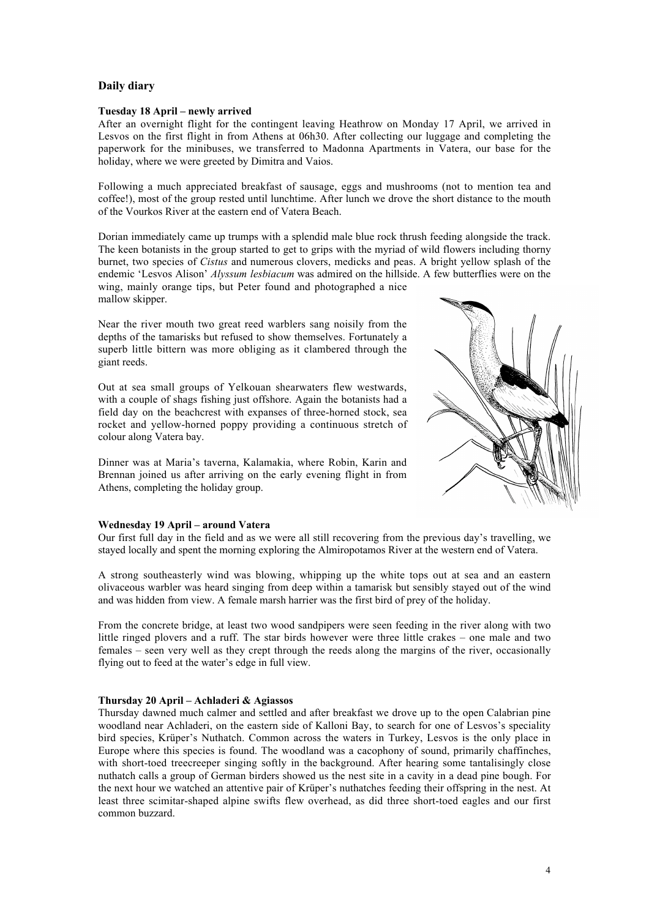## Daily diary

**Tuesday 18 April – newly arrived**

After an overnight flight for the contingent leaving Heathrow on Monday 17 April, we arrived in Lesvos on the first flight in from Athens at 06h30. After collecting our luggage and completing the paperwork for the minibuses, we transferred to Madonna Apartments in Vatera, our base for the holiday, where we were greeted by Dimitra and Vaios.

Following a much appreciated breakfast of sausage, eggs and mushrooms (not to mention tea and coffee!), most of the group rested until lunchtime. After lunch we drove the short distance to the mouth of the Vourkos River at the eastern end of Vatera Beach.

Dorian immediately came up trumps with a splendid male blue rock thrush feeding alongside the track. The keen botanists in the group started to get to grips with the myriad of wild flowers including thorny burnet, two species of *Cistus* and numerous clovers, medicks and peas. A bright yellow splash of the endemic 'Lesvos Alison' *Alyssum lesbiacum* was admired on the hillside. A few butterflies were on the wing, mainly orange tips, but Peter found and photographed a nice mallow skipper.

Near the river mouth two great reed warblers sang noisily from the depths of the tamarisks but refused to show themselves. Fortunately a superb little bittern was more obliging as it clambered through the giant reeds.

Out at sea small groups of Yelkouan shearwaters flew westwards, with a couple of shags fishing just offshore. Again the botanists had a field day on the beachcrest with expanses of three-horned stock, sea rocket and yellow-horned poppy providing a continuous stretch of colour along Vatera bay.

Dinner was at Maria's taverna, Kalamakia, where Robin, Karin and Brennan joined us after arriving on the early evening flight in from Athens, completing the holiday group.

**Wednesday 19 April – around Vatera**

Our first full day in the field and as we were all still recovering from the previous day's travelling, we stayed locally and spent the morning exploring the Almiropotamos River at the western end of Vatera.

A strong southeasterly wind was blowing, whipping up the white tops out at sea and an eastern olivaceous warbler was heard singing from deep within a tamarisk but sensibly stayed out of the wind and was hidden from view. A female marsh harrier was the first bird of prey of the holiday.

From the concrete bridge, at least two wood sandpipers were seen feeding in the river along with two little ringed plovers and a ruff. The star birds however were three little crakes – one male and two females – seen very well as they crept through the reeds along the margins of the river, occasionally flying out to feed at the water's edge in full view.

**Thursday 20 April – Achladeri & Agiassos**

Thursday dawned much calmer and settled and after breakfast we drove up to the open Calabrian pine woodland near Achladeri, on the eastern side of Kalloni Bay, to search for one of Lesvos's speciality bird species, Krüper's Nuthatch. Common across the waters in Turkey, Lesvos is the only place in Europe where this species is found. The woodland was a cacophony of sound, primarily chaffinches, with short-toed treecreeper singing softly in the background. After hearing some tantalisingly close nuthatch calls a group of German birders showed us the nest site in a cavity in a dead pine bough. For the next hour we watched an attentive pair of Krüper's nuthatches feeding their offspring in the nest. At least three scimitar-shaped alpine swifts flew overhead, as did three short-toed eagles and our first common buzzard.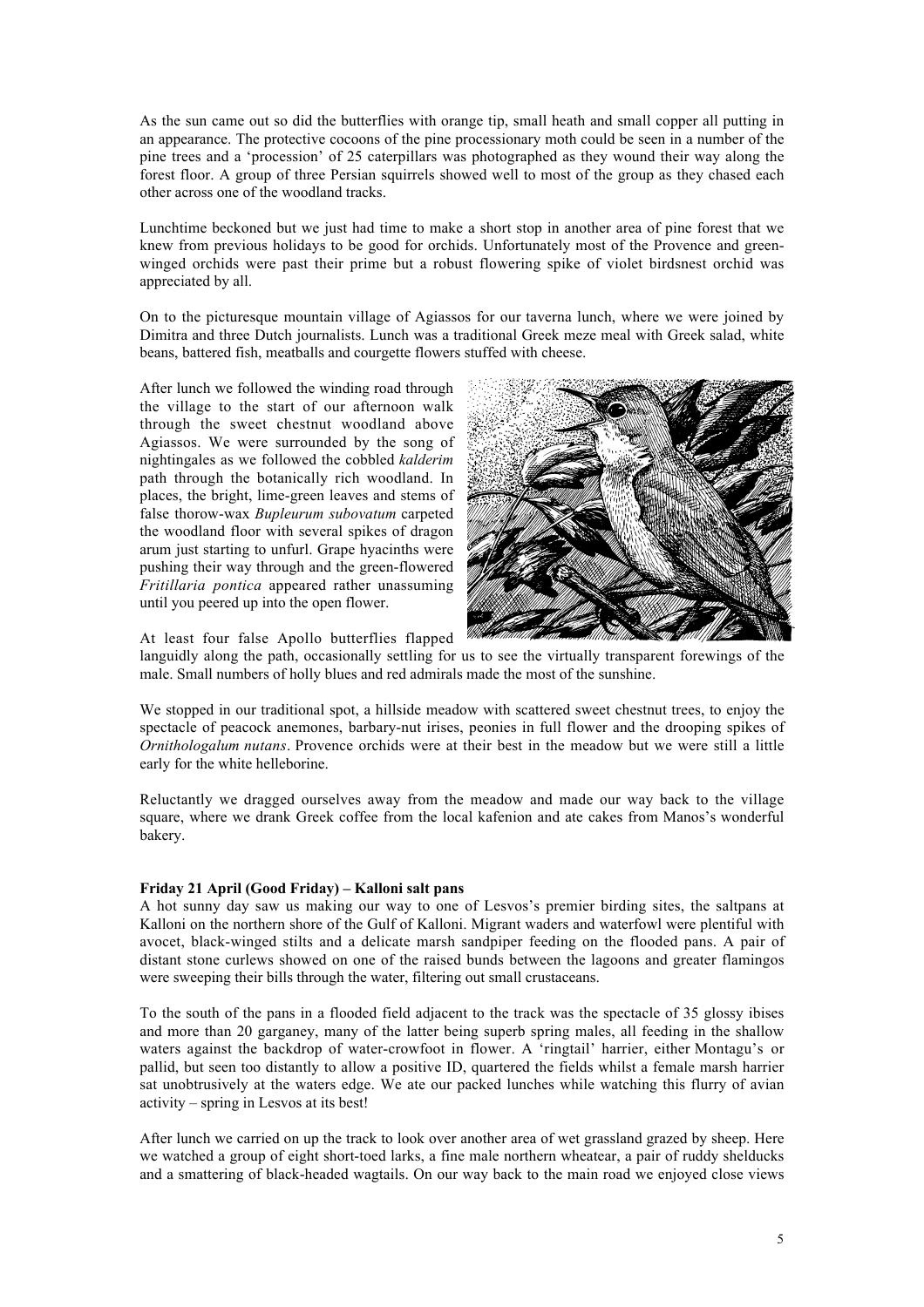As the sun came out so did the butterflies with orange tip, small heath and small copper all putting in an appearance. The protective cocoons of the pine processionary moth could be seen in a number of the pine trees and a 'procession' of 25 caterpillars was photographed as they wound their way along the forest floor. A group of three Persian squirrels showed well to most of the group as they chased each other across one of the woodland tracks.

Lunchtime beckoned but we just had time to make a short stop in another area of pine forest that we knew from previous holidays to be good for orchids. Unfortunately most of the Provence and green-winged orchids were past their prime but a robust flowering spike of violet birdsnest orchid was appreciated by all.

On to the picturesque mountain village of Agiassos for our taverna lunch, where we were joined by Dimitra and three Dutch journalists. Lunch was a traditional Greek meze meal with Greek salad, white beans, battered fish, meatballs and courgette flowers stuffed with cheese.

After lunch we followed the winding road through the village to the start of our afternoon walk through the sweet chestnut woodland above Agiassos. We were surrounded by the song of nightingales as we followed the cobbled *kalderim* path through the botanically rich woodland. In places, the bright, lime-green leaves and stems of false thorow-wax *Bupleurum subovatum* carpeted the woodland floor with several spikes of dragon arum just starting to unfurl. Grape hyacinths were pushing their way through and the green-flowered *Fritillaria pontica* appeared rather unassuming until you peered up into the open flower.

At least four false Apollo butterflies flapped languidly along the path, occasionally settling for us to see the virtually transparent forewings of the male. Small numbers of holly blues and red admirals made the most of the sunshine.

We stopped in our traditional spot, a hillside meadow with scattered sweet chestnut trees, to enjoy the spectacle of peacock anemones, barbary-nut irises, peonies in full flower and the drooping spikes of *Ornithologalum nutans*. Provence orchids were at their best in the meadow but we were still a little early for the white helleborine.

Reluctantly we dragged ourselves away from the meadow and made our way back to the village square, where we drank Greek coffee from the local kafenion and ate cakes from Manos's wonderful bakery.

**Friday 21 April (Good Friday) – Kalloni salt pans**

A hot sunny day saw us making our way to one of Lesvos's premier birding sites, the saltpans at Kalloni on the northern shore of the Gulf of Kalloni. Migrant waders and waterfowl were plentiful with avocet, black-winged stilts and a delicate marsh sandpiper feeding on the flooded pans. A pair of distant stone curlews showed on one of the raised bunds between the lagoons and greater flamingos were sweeping their bills through the water, filtering out small crustaceans.

To the south of the pans in a flooded field adjacent to the track was the spectacle of 35 glossy ibises and more than 20 garganey, many of the latter being superb spring males, all feeding in the shallow waters against the backdrop of water-crowfoot in flower. A 'ringtail' harrier, either Montagu's or pallid, but seen too distantly to allow a positive ID, quartered the fields whilst a female marsh harrier sat unobtrusively at the waters edge. We ate our packed lunches while watching this flurry of avian activity – spring in Lesvos at its best!

After lunch we carried on up the track to look over another area of wet grassland grazed by sheep. Here we watched a group of eight short-toed larks, a fine male northern wheatear, a pair of ruddy shelducks and a smattering of black-headed wagtails. On our way back to the main road we enjoyed close views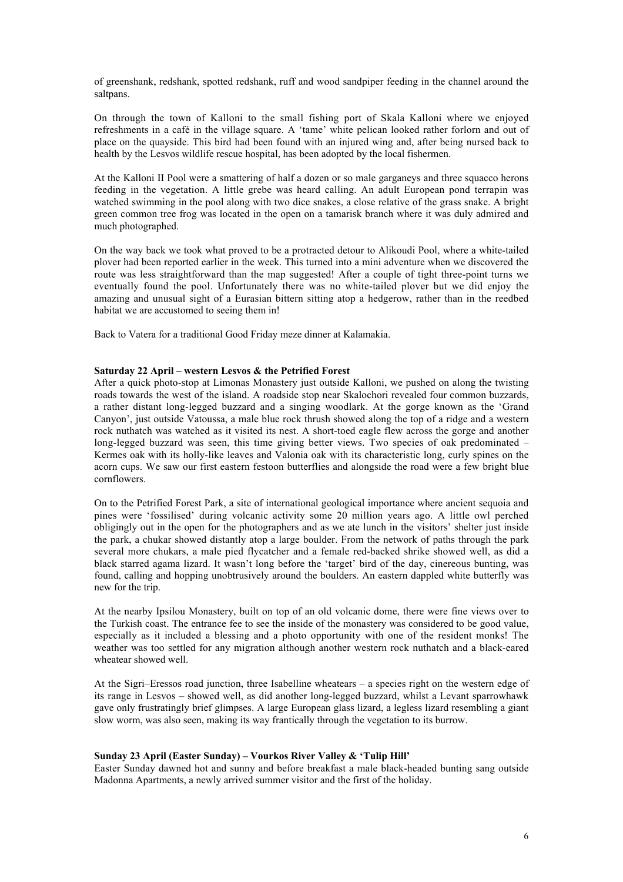of greenshank, redshank, spotted redshank, ruff and wood sandpiper feeding in the channel around the saltpans.

On through the town of Kalloni to the small fishing port of Skala Kalloni where we enjoyed refreshments in a café in the village square. A 'tame' white pelican looked rather forlorn and out of place on the quayside. This bird had been found with an injured wing and, after being nursed back to health by the Lesvos wildlife rescue hospital, has been adopted by the local fishermen.

At the Kalloni II Pool were a smattering of half a dozen or so male garganeys and three squacco herons feeding in the vegetation. A little grebe was heard calling. An adult European pond terrapin was watched swimming in the pool along with two dice snakes, a close relative of the grass snake. A bright green common tree frog was located in the open on a tamarisk branch where it was duly admired and much photographed.

On the way back we took what proved to be a protracted detour to Alikoudi Pool, where a white-tailed plover had been reported earlier in the week. This turned into a mini adventure when we discovered the route was less straightforward than the map suggested! After a couple of tight three-point turns we eventually found the pool. Unfortunately there was no white-tailed plover but we did enjoy the amazing and unusual sight of a Eurasian bittern sitting atop a hedgerow, rather than in the reedbed habitat we are accustomed to seeing them in!

Back to Vatera for a traditional Good Friday meze dinner at Kalamakia.

**Saturday 22 April – western Lesvos & the Petrified Forest**

After a quick photo-stop at Limonas Monastery just outside Kalloni, we pushed on along the twisting roads towards the west of the island. A roadside stop near Skalochori revealed four common buzzards, a rather distant long-legged buzzard and a singing woodlark. At the gorge known as the 'Grand Canyon', just outside Vatoussa, a male blue rock thrush showed along the top of a ridge and a western rock nuthatch was watched as it visited its nest. A short-toed eagle flew across the gorge and another long-legged buzzard was seen, this time giving better views. Two species of oak predominated – Kermes oak with its holly-like leaves and Valonia oak with its characteristic long, curly spines on the acorn cups. We saw our first eastern festoon butterflies and alongside the road were a few bright blue cornflowers.

On to the Petrified Forest Park, a site of international geological importance where ancient sequoia and pines were 'fossilised' during volcanic activity some 20 million years ago. A little owl perched obligingly out in the open for the photographers and as we ate lunch in the visitors' shelter just inside the park, a chukar showed distantly atop a large boulder. From the network of paths through the park several more chukars, a male pied flycatcher and a female red-backed shrike showed well, as did a black starred agama lizard. It wasn't long before the 'target' bird of the day, cinereous bunting, was found, calling and hopping unobtrusively around the boulders. An eastern dappled white butterfly was new for the trip.

At the nearby Ipsilou Monastery, built on top of an old volcanic dome, there were fine views over to the Turkish coast. The entrance fee to see the inside of the monastery was considered to be good value, especially as it included a blessing and a photo opportunity with one of the resident monks! The weather was too settled for any migration although another western rock nuthatch and a black-eared wheatear showed well.

At the Sigri–Eressos road junction, three Isabelline wheatears – a species right on the western edge of its range in Lesvos – showed well, as did another long-legged buzzard, whilst a Levant sparrowhawk gave only frustratingly brief glimpses. A large European glass lizard, a legless lizard resembling a giant slow worm, was also seen, making its way frantically through the vegetation to its burrow.

**Sunday 23 April (Easter Sunday) – Vourkos River Valley & 'Tulip Hill'**

Easter Sunday dawned hot and sunny and before breakfast a male black-headed bunting sang outside Madonna Apartments, a newly arrived summer visitor and the first of the holiday.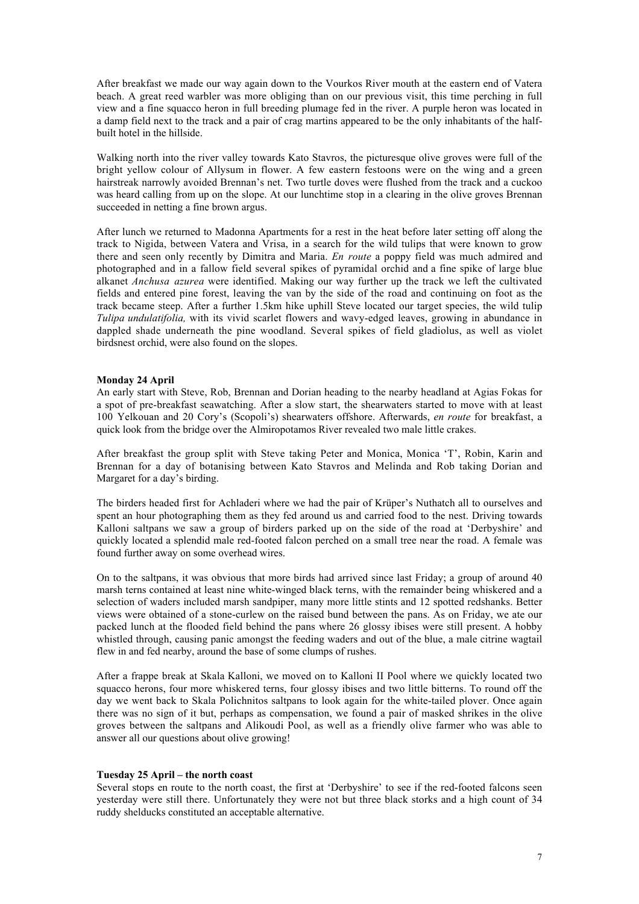After breakfast we made our way again down to the Vourkos River mouth at the eastern end of Vatera beach. A great reed warbler was more obliging than on our previous visit, this time perching in full view and a fine squacco heron in full breeding plumage fed in the river. A purple heron was located in a damp field next to the track and a pair of crag martins appeared to be the only inhabitants of the half-built hotel in the hillside.

Walking north into the river valley towards Kato Stavros, the picturesque olive groves were full of the bright yellow colour of Allysum in flower. A few eastern festoons were on the wing and a green hairstreak narrowly avoided Brennan's net. Two turtle doves were flushed from the track and a cuckoo was heard calling from up on the slope. At our lunchtime stop in a clearing in the olive groves Brennan succeeded in netting a fine brown argus.

After lunch we returned to Madonna Apartments for a rest in the heat before later setting off along the track to Nigida, between Vatera and Vrisa, in a search for the wild tulips that were known to grow there and seen only recently by Dimitra and Maria. *En route* a poppy field was much admired and photographed and in a fallow field several spikes of pyramidal orchid and a fine spike of large blue alkanet *Anchusa azurea* were identified. Making our way further up the track we left the cultivated fields and entered pine forest, leaving the van by the side of the road and continuing on foot as the track became steep. After a further 1.5km hike uphill Steve located our target species, the wild tulip *Tulipa undulatifolia,* with its vivid scarlet flowers and wavy-edged leaves, growing in abundance in dappled shade underneath the pine woodland. Several spikes of field gladiolus, as well as violet birdsnest orchid, were also found on the slopes.

**Monday 24 April**

An early start with Steve, Rob, Brennan and Dorian heading to the nearby headland at Agias Fokas for a spot of pre-breakfast seawatching. After a slow start, the shearwaters started to move with at least 100 Yelkouan and 20 Cory's (Scopoli's) shearwaters offshore. Afterwards, *en route* for breakfast, a quick look from the bridge over the Almiropotamos River revealed two male little crakes.

After breakfast the group split with Steve taking Peter and Monica, Monica 'T', Robin, Karin and Brennan for a day of botanising between Kato Stavros and Melinda and Rob taking Dorian and Margaret for a day's birding.

The birders headed first for Achladeri where we had the pair of Krüper's Nuthatch all to ourselves and spent an hour photographing them as they fed around us and carried food to the nest. Driving towards Kalloni saltpans we saw a group of birders parked up on the side of the road at 'Derbyshire' and quickly located a splendid male red-footed falcon perched on a small tree near the road. A female was found further away on some overhead wires.

On to the saltpans, it was obvious that more birds had arrived since last Friday; a group of around 40 marsh terns contained at least nine white-winged black terns, with the remainder being whiskered and a selection of waders included marsh sandpiper, many more little stints and 12 spotted redshanks. Better views were obtained of a stone-curlew on the raised bund between the pans. As on Friday, we ate our packed lunch at the flooded field behind the pans where 26 glossy ibises were still present. A hobby whistled through, causing panic amongst the feeding waders and out of the blue, a male citrine wagtail flew in and fed nearby, around the base of some clumps of rushes.

After a frappe break at Skala Kalloni, we moved on to Kalloni II Pool where we quickly located two squacco herons, four more whiskered terns, four glossy ibises and two little bitterns. To round off the day we went back to Skala Polichnitos saltpans to look again for the white-tailed plover. Once again there was no sign of it but, perhaps as compensation, we found a pair of masked shrikes in the olive groves between the saltpans and Alikoudi Pool, as well as a friendly olive farmer who was able to answer all our questions about olive growing!

**Tuesday 25 April – the north coast**

Several stops en route to the north coast, the first at 'Derbyshire' to see if the red-footed falcons seen yesterday were still there. Unfortunately they were not but three black storks and a high count of 34 ruddy shelducks constituted an acceptable alternative.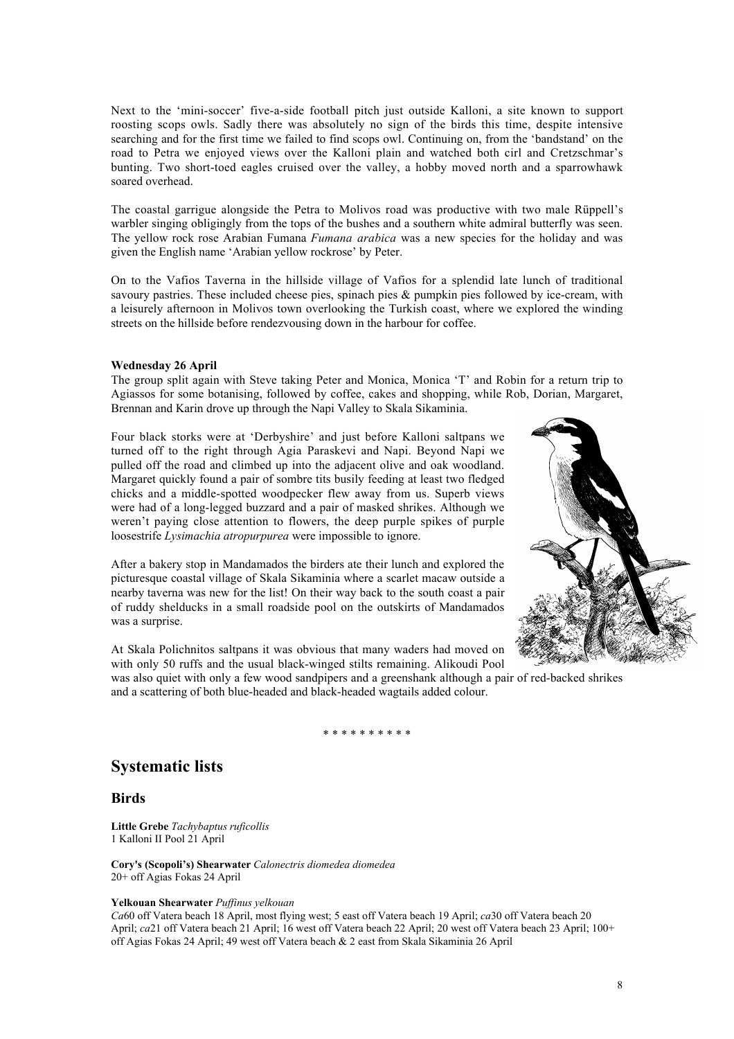Next to the 'mini-soccer' five-a-side football pitch just outside Kalloni, a site known to support roosting scops owls. Sadly there was absolutely no sign of the birds this time, despite intensive searching and for the first time we failed to find scops owl. Continuing on, from the 'bandstand' on the road to Petra we enjoyed views over the Kalloni plain and watched both cirl and Cretzschmar's bunting. Two short-toed eagles cruised over the valley, a hobby moved north and a sparrowhawk soared overhead.

The coastal garrigue alongside the Petra to Molivos road was productive with two male Rüppell's warbler singing obligingly from the tops of the bushes and a southern white admiral butterfly was seen. The yellow rock rose Arabian Fumana *Fumana arabica* was a new species for the holiday and was given the English name 'Arabian yellow rockrose' by Peter.

On to the Vafios Taverna in the hillside village of Vafios for a splendid late lunch of traditional savoury pastries. These included cheese pies, spinach pies & pumpkin pies followed by ice-cream, with a leisurely afternoon in Molivos town overlooking the Turkish coast, where we explored the winding streets on the hillside before rendezvousing down in the harbour for coffee.

**Wednesday 26 April**

The group split again with Steve taking Peter and Monica, Monica 'T' and Robin for a return trip to Agiassos for some botanising, followed by coffee, cakes and shopping, while Rob, Dorian, Margaret, Brennan and Karin drove up through the Napi Valley to Skala Sikaminia.

Four black storks were at 'Derbyshire' and just before Kalloni saltpans we turned off to the right through Agia Paraskevi and Napi. Beyond Napi we pulled off the road and climbed up into the adjacent olive and oak woodland. Margaret quickly found a pair of sombre tits busily feeding at least two fledged chicks and a middle-spotted woodpecker flew away from us. Superb views were had of a long-legged buzzard and a pair of masked shrikes. Although we weren't paying close attention to flowers, the deep purple spikes of purple loosestrife *Lysimachia atropurpurea* were impossible to ignore.

After a bakery stop in Mandamados the birders ate their lunch and explored the picturesque coastal village of Skala Sikaminia where a scarlet macaw outside a nearby taverna was new for the list! On their way back to the south coast a pair of ruddy shelducks in a small roadside pool on the outskirts of Mandamados was a surprise.

At Skala Polichnitos saltpans it was obvious that many waders had moved on with only 50 ruffs and the usual black-winged stilts remaining. Alikoudi Pool was also quiet with only a few wood sandpipers and a greenshank although a pair of red-backed shrikes and a scattering of both blue-headed and black-headed wagtails added colour.

\* \* \* \* \* \* \* \* \* \*

## Systematic lists

### Birds

**Little Grebe** *Tachybaptus ruficollis*
1 Kalloni II Pool 21 April

**Cory's (Scopoli's) Shearwater** *Calonectris diomedea diomedea*
20+ off Agias Fokas 24 April

**Yelkouan Shearwater** *Puffinus yelkouan*
*Ca*60 off Vatera beach 18 April, most flying west; 5 east off Vatera beach 19 April; *ca*30 off Vatera beach 20 April; *ca*21 off Vatera beach 21 April; 16 west off Vatera beach 22 April; 20 west off Vatera beach 23 April; 100+ off Agias Fokas 24 April; 49 west off Vatera beach & 2 east from Skala Sikaminia 26 April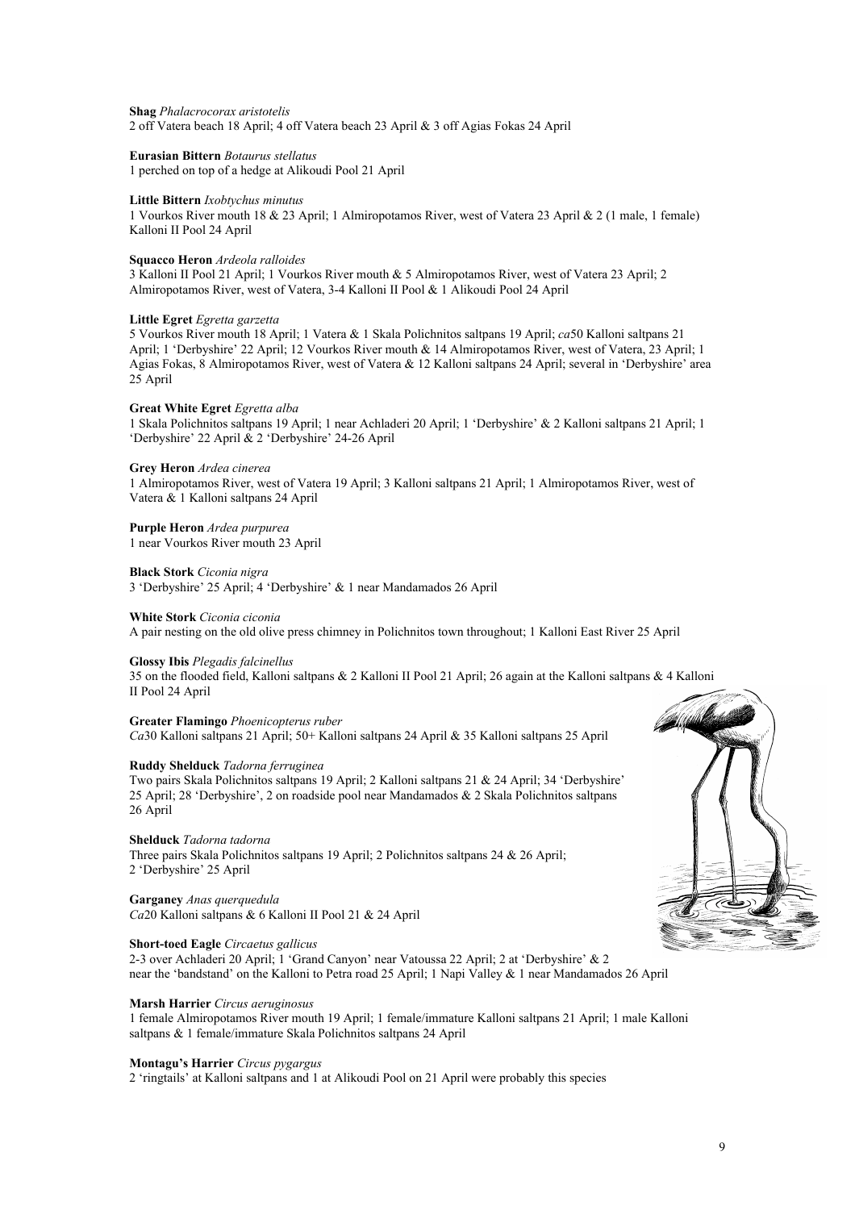**Shag** *Phalacrocorax aristotelis*
2 off Vatera beach 18 April; 4 off Vatera beach 23 April & 3 off Agias Fokas 24 April

**Eurasian Bittern** *Botaurus stellatus*
1 perched on top of a hedge at Alikoudi Pool 21 April

**Little Bittern** *Ixobtychus minutus*
1 Vourkos River mouth 18 & 23 April; 1 Almiropotamos River, west of Vatera 23 April & 2 (1 male, 1 female) Kalloni II Pool 24 April

**Squacco Heron** *Ardeola ralloides*
3 Kalloni II Pool 21 April; 1 Vourkos River mouth & 5 Almiropotamos River, west of Vatera 23 April; 2 Almiropotamos River, west of Vatera, 3-4 Kalloni II Pool & 1 Alikoudi Pool 24 April

**Little Egret** *Egretta garzetta*
5 Vourkos River mouth 18 April; 1 Vatera & 1 Skala Polichnitos saltpans 19 April; *ca*50 Kalloni saltpans 21 April; 1 'Derbyshire' 22 April; 12 Vourkos River mouth & 14 Almiropotamos River, west of Vatera, 23 April; 1 Agias Fokas, 8 Almiropotamos River, west of Vatera & 12 Kalloni saltpans 24 April; several in 'Derbyshire' area 25 April

**Great White Egret** *Egretta alba*
1 Skala Polichnitos saltpans 19 April; 1 near Achladeri 20 April; 1 'Derbyshire' & 2 Kalloni saltpans 21 April; 1 'Derbyshire' 22 April & 2 'Derbyshire' 24-26 April

**Grey Heron** *Ardea cinerea*
1 Almiropotamos River, west of Vatera 19 April; 3 Kalloni saltpans 21 April; 1 Almiropotamos River, west of Vatera & 1 Kalloni saltpans 24 April

**Purple Heron** *Ardea purpurea*
1 near Vourkos River mouth 23 April

**Black Stork** *Ciconia nigra*
3 'Derbyshire' 25 April; 4 'Derbyshire' & 1 near Mandamados 26 April

**White Stork** *Ciconia ciconia*
A pair nesting on the old olive press chimney in Polichnitos town throughout; 1 Kalloni East River 25 April

**Glossy Ibis** *Plegadis falcinellus*
35 on the flooded field, Kalloni saltpans & 2 Kalloni II Pool 21 April; 26 again at the Kalloni saltpans & 4 Kalloni II Pool 24 April

**Greater Flamingo** *Phoenicopterus ruber*
*Ca*30 Kalloni saltpans 21 April; 50+ Kalloni saltpans 24 April & 35 Kalloni saltpans 25 April

**Ruddy Shelduck** *Tadorna ferruginea*
Two pairs Skala Polichnitos saltpans 19 April; 2 Kalloni saltpans 21 & 24 April; 34 'Derbyshire' 25 April; 28 'Derbyshire', 2 on roadside pool near Mandamados & 2 Skala Polichnitos saltpans 26 April

**Shelduck** *Tadorna tadorna*
Three pairs Skala Polichnitos saltpans 19 April; 2 Polichnitos saltpans 24 & 26 April; 2 'Derbyshire' 25 April

**Garganey** *Anas querquedula*
*Ca*20 Kalloni saltpans & 6 Kalloni II Pool 21 & 24 April

**Short-toed Eagle** *Circaetus gallicus*
2-3 over Achladeri 20 April; 1 'Grand Canyon' near Vatoussa 22 April; 2 at 'Derbyshire' & 2 near the 'bandstand' on the Kalloni to Petra road 25 April; 1 Napi Valley & 1 near Mandamados 26 April

**Marsh Harrier** *Circus aeruginosus*
1 female Almiropotamos River mouth 19 April; 1 female/immature Kalloni saltpans 21 April; 1 male Kalloni saltpans & 1 female/immature Skala Polichnitos saltpans 24 April

**Montagu's Harrier** *Circus pygargus*
2 'ringtails' at Kalloni saltpans and 1 at Alikoudi Pool on 21 April were probably this species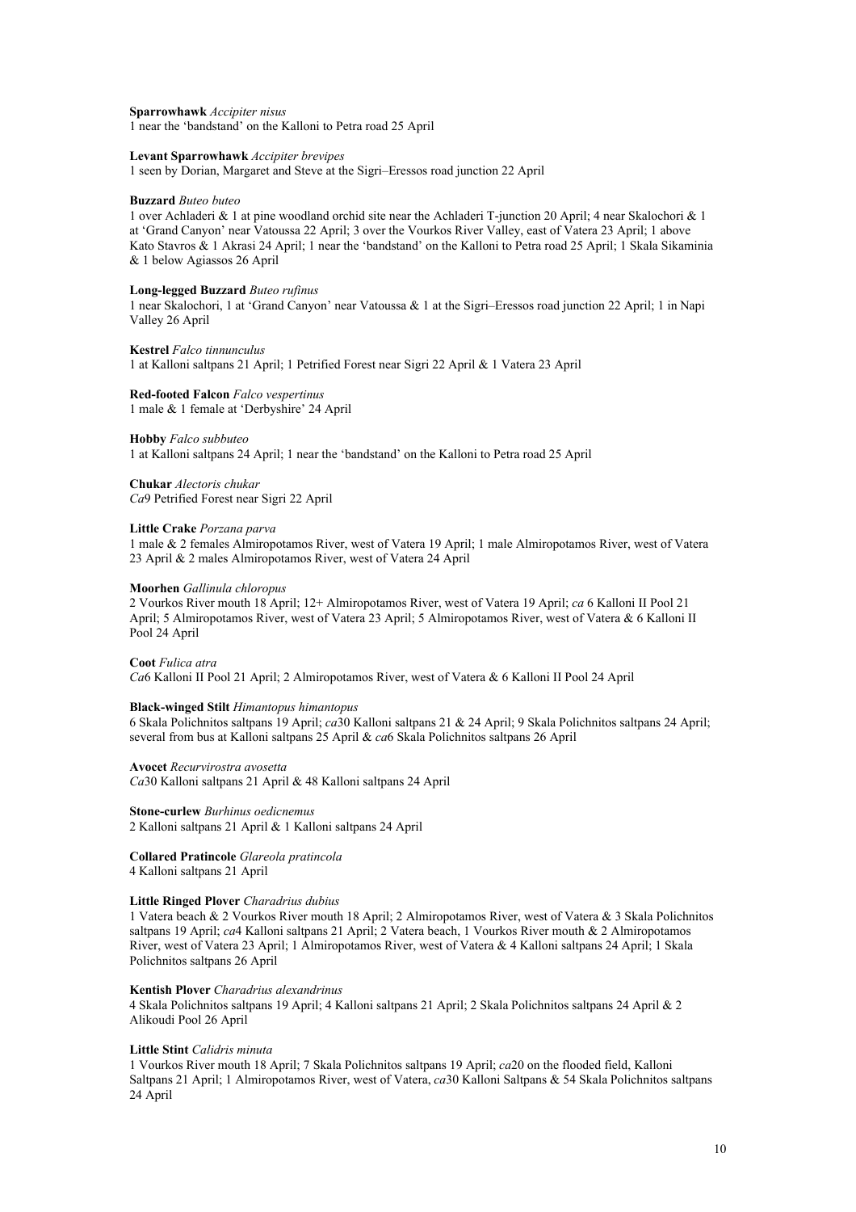**Sparrowhawk** *Accipiter nisus*
1 near the 'bandstand' on the Kalloni to Petra road 25 April

**Levant Sparrowhawk** *Accipiter brevipes*
1 seen by Dorian, Margaret and Steve at the Sigri–Eressos road junction 22 April

**Buzzard** *Buteo buteo*
1 over Achladeri & 1 at pine woodland orchid site near the Achladeri T-junction 20 April; 4 near Skalochori & 1 at 'Grand Canyon' near Vatoussa 22 April; 3 over the Vourkos River Valley, east of Vatera 23 April; 1 above Kato Stavros & 1 Akrasi 24 April; 1 near the 'bandstand' on the Kalloni to Petra road 25 April; 1 Skala Sikaminia & 1 below Agiassos 26 April

**Long-legged Buzzard** *Buteo rufinus*
1 near Skalochori, 1 at 'Grand Canyon' near Vatoussa & 1 at the Sigri–Eressos road junction 22 April; 1 in Napi Valley 26 April

**Kestrel** *Falco tinnunculus*
1 at Kalloni saltpans 21 April; 1 Petrified Forest near Sigri 22 April & 1 Vatera 23 April

**Red-footed Falcon** *Falco vespertinus*
1 male & 1 female at 'Derbyshire' 24 April

**Hobby** *Falco subbuteo*
1 at Kalloni saltpans 24 April; 1 near the 'bandstand' on the Kalloni to Petra road 25 April

**Chukar** *Alectoris chukar*
*Ca*9 Petrified Forest near Sigri 22 April

**Little Crake** *Porzana parva*
1 male & 2 females Almiropotamos River, west of Vatera 19 April; 1 male Almiropotamos River, west of Vatera 23 April & 2 males Almiropotamos River, west of Vatera 24 April

**Moorhen** *Gallinula chloropus*
2 Vourkos River mouth 18 April; 12+ Almiropotamos River, west of Vatera 19 April; *ca* 6 Kalloni II Pool 21 April; 5 Almiropotamos River, west of Vatera 23 April; 5 Almiropotamos River, west of Vatera & 6 Kalloni II Pool 24 April

**Coot** *Fulica atra*
*Ca*6 Kalloni II Pool 21 April; 2 Almiropotamos River, west of Vatera & 6 Kalloni II Pool 24 April

**Black-winged Stilt** *Himantopus himantopus*
6 Skala Polichnitos saltpans 19 April; *ca*30 Kalloni saltpans 21 & 24 April; 9 Skala Polichnitos saltpans 24 April; several from bus at Kalloni saltpans 25 April & *ca*6 Skala Polichnitos saltpans 26 April

**Avocet** *Recurvirostra avosetta*
*Ca*30 Kalloni saltpans 21 April & 48 Kalloni saltpans 24 April

**Stone-curlew** *Burhinus oedicnemus*
2 Kalloni saltpans 21 April & 1 Kalloni saltpans 24 April

**Collared Pratincole** *Glareola pratincola*
4 Kalloni saltpans 21 April

**Little Ringed Plover** *Charadrius dubius*
1 Vatera beach & 2 Vourkos River mouth 18 April; 2 Almiropotamos River, west of Vatera & 3 Skala Polichnitos saltpans 19 April; *ca*4 Kalloni saltpans 21 April; 2 Vatera beach, 1 Vourkos River mouth & 2 Almiropotamos River, west of Vatera 23 April; 1 Almiropotamos River, west of Vatera & 4 Kalloni saltpans 24 April; 1 Skala Polichnitos saltpans 26 April

**Kentish Plover** *Charadrius alexandrinus*
4 Skala Polichnitos saltpans 19 April; 4 Kalloni saltpans 21 April; 2 Skala Polichnitos saltpans 24 April & 2 Alikoudi Pool 26 April

**Little Stint** *Calidris minuta*
1 Vourkos River mouth 18 April; 7 Skala Polichnitos saltpans 19 April; *ca*20 on the flooded field, Kalloni Saltpans 21 April; 1 Almiropotamos River, west of Vatera, *ca*30 Kalloni Saltpans & 54 Skala Polichnitos saltpans 24 April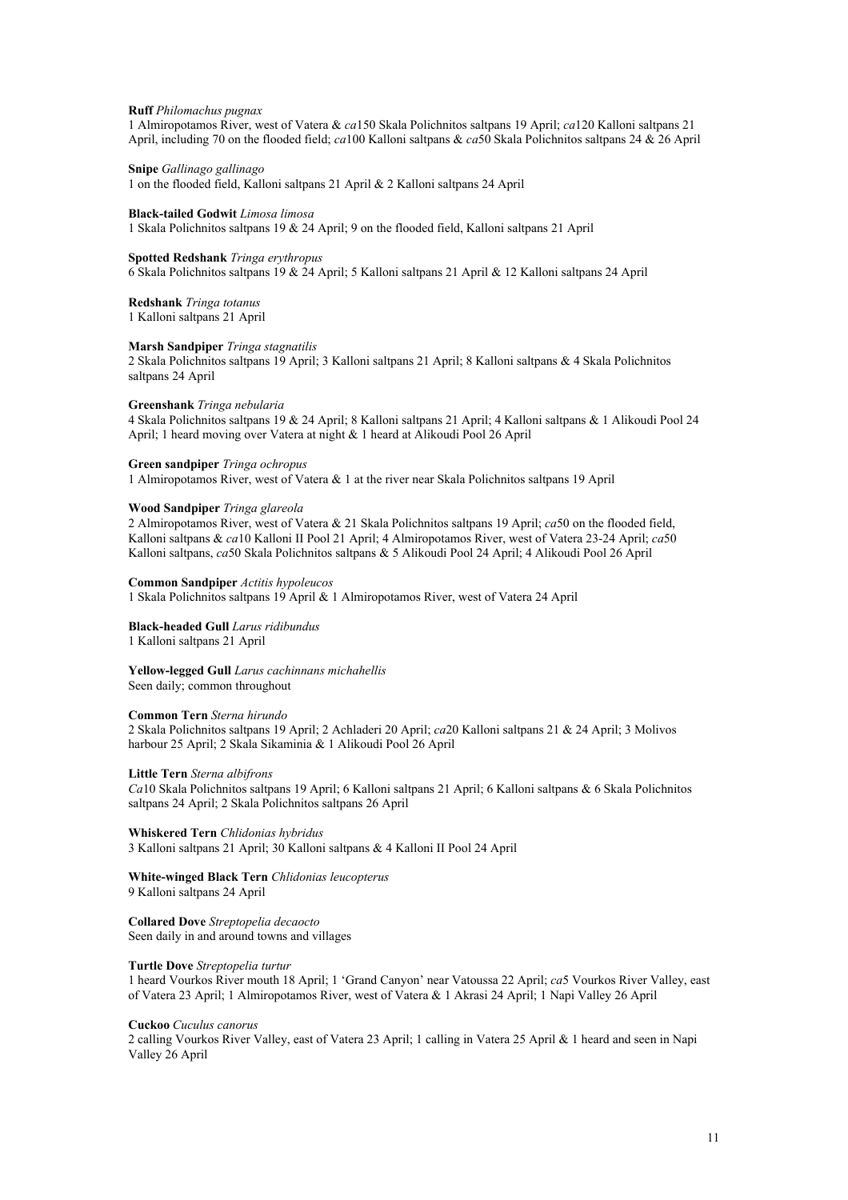**Ruff** *Philomachus pugnax*
1 Almiropotamos River, west of Vatera & *ca*150 Skala Polichnitos saltpans 19 April; *ca*120 Kalloni saltpans 21 April, including 70 on the flooded field; *ca*100 Kalloni saltpans & *ca*50 Skala Polichnitos saltpans 24 & 26 April

**Snipe** *Gallinago gallinago*
1 on the flooded field, Kalloni saltpans 21 April & 2 Kalloni saltpans 24 April

**Black-tailed Godwit** *Limosa limosa*
1 Skala Polichnitos saltpans 19 & 24 April; 9 on the flooded field, Kalloni saltpans 21 April

**Spotted Redshank** *Tringa erythropus*
6 Skala Polichnitos saltpans 19 & 24 April; 5 Kalloni saltpans 21 April & 12 Kalloni saltpans 24 April

**Redshank** *Tringa totanus*
1 Kalloni saltpans 21 April

**Marsh Sandpiper** *Tringa stagnatilis*
2 Skala Polichnitos saltpans 19 April; 3 Kalloni saltpans 21 April; 8 Kalloni saltpans & 4 Skala Polichnitos saltpans 24 April

**Greenshank** *Tringa nebularia*
4 Skala Polichnitos saltpans 19 & 24 April; 8 Kalloni saltpans 21 April; 4 Kalloni saltpans & 1 Alikoudi Pool 24 April; 1 heard moving over Vatera at night & 1 heard at Alikoudi Pool 26 April

**Green sandpiper** *Tringa ochropus*
1 Almiropotamos River, west of Vatera & 1 at the river near Skala Polichnitos saltpans 19 April

**Wood Sandpiper** *Tringa glareola*
2 Almiropotamos River, west of Vatera & 21 Skala Polichnitos saltpans 19 April; *ca*50 on the flooded field, Kalloni saltpans & *ca*10 Kalloni II Pool 21 April; 4 Almiropotamos River, west of Vatera 23-24 April; *ca*50 Kalloni saltpans, *ca*50 Skala Polichnitos saltpans & 5 Alikoudi Pool 24 April; 4 Alikoudi Pool 26 April

**Common Sandpiper** *Actitis hypoleucos*
1 Skala Polichnitos saltpans 19 April & 1 Almiropotamos River, west of Vatera 24 April

**Black-headed Gull** *Larus ridibundus*
1 Kalloni saltpans 21 April

**Yellow-legged Gull** *Larus cachinnans michahellis*
Seen daily; common throughout

**Common Tern** *Sterna hirundo*
2 Skala Polichnitos saltpans 19 April; 2 Achladeri 20 April; *ca*20 Kalloni saltpans 21 & 24 April; 3 Molivos harbour 25 April; 2 Skala Sikaminia & 1 Alikoudi Pool 26 April

**Little Tern** *Sterna albifrons*
*Ca*10 Skala Polichnitos saltpans 19 April; 6 Kalloni saltpans 21 April; 6 Kalloni saltpans & 6 Skala Polichnitos saltpans 24 April; 2 Skala Polichnitos saltpans 26 April

**Whiskered Tern** *Chlidonias hybridus*
3 Kalloni saltpans 21 April; 30 Kalloni saltpans & 4 Kalloni II Pool 24 April

**White-winged Black Tern** *Chlidonias leucopterus*
9 Kalloni saltpans 24 April

**Collared Dove** *Streptopelia decaocto*
Seen daily in and around towns and villages

**Turtle Dove** *Streptopelia turtur*
1 heard Vourkos River mouth 18 April; 1 'Grand Canyon' near Vatoussa 22 April; *ca*5 Vourkos River Valley, east of Vatera 23 April; 1 Almiropotamos River, west of Vatera & 1 Akrasi 24 April; 1 Napi Valley 26 April

**Cuckoo** *Cuculus canorus*
2 calling Vourkos River Valley, east of Vatera 23 April; 1 calling in Vatera 25 April & 1 heard and seen in Napi Valley 26 April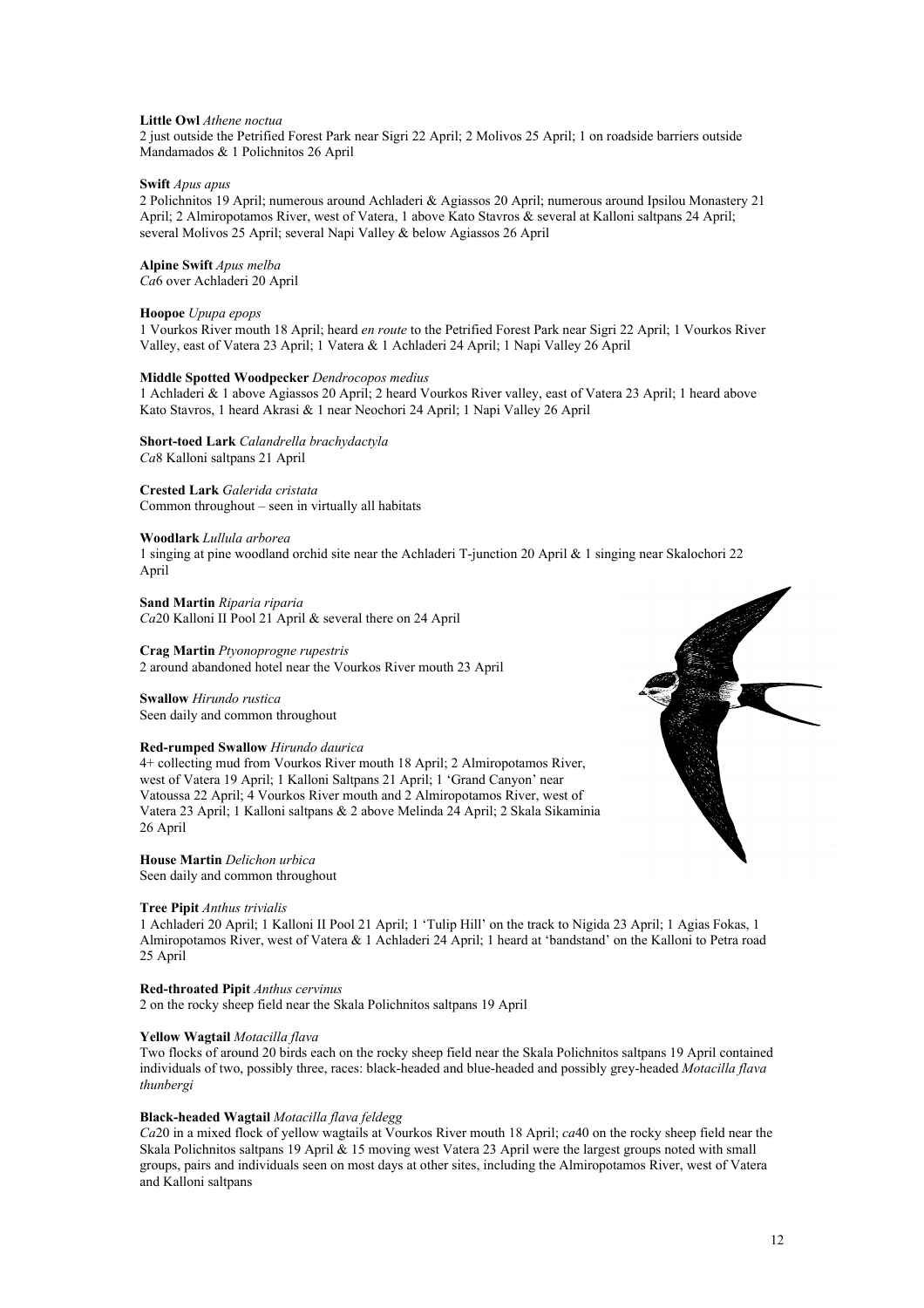**Little Owl** *Athene noctua*
2 just outside the Petrified Forest Park near Sigri 22 April; 2 Molivos 25 April; 1 on roadside barriers outside Mandamados & 1 Polichnitos 26 April

**Swift** *Apus apus*
2 Polichnitos 19 April; numerous around Achladeri & Agiassos 20 April; numerous around Ipsilou Monastery 21 April; 2 Almiropotamos River, west of Vatera, 1 above Kato Stavros & several at Kalloni saltpans 24 April; several Molivos 25 April; several Napi Valley & below Agiassos 26 April

**Alpine Swift** *Apus melba*
*Ca*6 over Achladeri 20 April

**Hoopoe** *Upupa epops*
1 Vourkos River mouth 18 April; heard *en route* to the Petrified Forest Park near Sigri 22 April; 1 Vourkos River Valley, east of Vatera 23 April; 1 Vatera & 1 Achladeri 24 April; 1 Napi Valley 26 April

**Middle Spotted Woodpecker** *Dendrocopos medius*
1 Achladeri & 1 above Agiassos 20 April; 2 heard Vourkos River valley, east of Vatera 23 April; 1 heard above Kato Stavros, 1 heard Akrasi & 1 near Neochori 24 April; 1 Napi Valley 26 April

**Short-toed Lark** *Calandrella brachydactyla*
*Ca*8 Kalloni saltpans 21 April

**Crested Lark** *Galerida cristata*
Common throughout – seen in virtually all habitats

**Woodlark** *Lullula arborea*
1 singing at pine woodland orchid site near the Achladeri T-junction 20 April & 1 singing near Skalochori 22 April

**Sand Martin** *Riparia riparia*
*Ca*20 Kalloni II Pool 21 April & several there on 24 April

**Crag Martin** *Ptyonoprogne rupestris*
2 around abandoned hotel near the Vourkos River mouth 23 April

**Swallow** *Hirundo rustica*
Seen daily and common throughout

**Red-rumped Swallow** *Hirundo daurica*
4+ collecting mud from Vourkos River mouth 18 April; 2 Almiropotamos River, west of Vatera 19 April; 1 Kalloni Saltpans 21 April; 1 'Grand Canyon' near Vatoussa 22 April; 4 Vourkos River mouth and 2 Almiropotamos River, west of Vatera 23 April; 1 Kalloni saltpans & 2 above Melinda 24 April; 2 Skala Sikaminia 26 April

**House Martin** *Delichon urbica*
Seen daily and common throughout

**Tree Pipit** *Anthus trivialis*
1 Achladeri 20 April; 1 Kalloni II Pool 21 April; 1 'Tulip Hill' on the track to Nigida 23 April; 1 Agias Fokas, 1 Almiropotamos River, west of Vatera & 1 Achladeri 24 April; 1 heard at 'bandstand' on the Kalloni to Petra road 25 April

**Red-throated Pipit** *Anthus cervinus*
2 on the rocky sheep field near the Skala Polichnitos saltpans 19 April

**Yellow Wagtail** *Motacilla flava*
Two flocks of around 20 birds each on the rocky sheep field near the Skala Polichnitos saltpans 19 April contained individuals of two, possibly three, races: black-headed and blue-headed and possibly grey-headed *Motacilla flava thunbergi*

**Black-headed Wagtail** *Motacilla flava feldegg*
*Ca*20 in a mixed flock of yellow wagtails at Vourkos River mouth 18 April; *ca*40 on the rocky sheep field near the Skala Polichnitos saltpans 19 April & 15 moving west Vatera 23 April were the largest groups noted with small groups, pairs and individuals seen on most days at other sites, including the Almiropotamos River, west of Vatera and Kalloni saltpans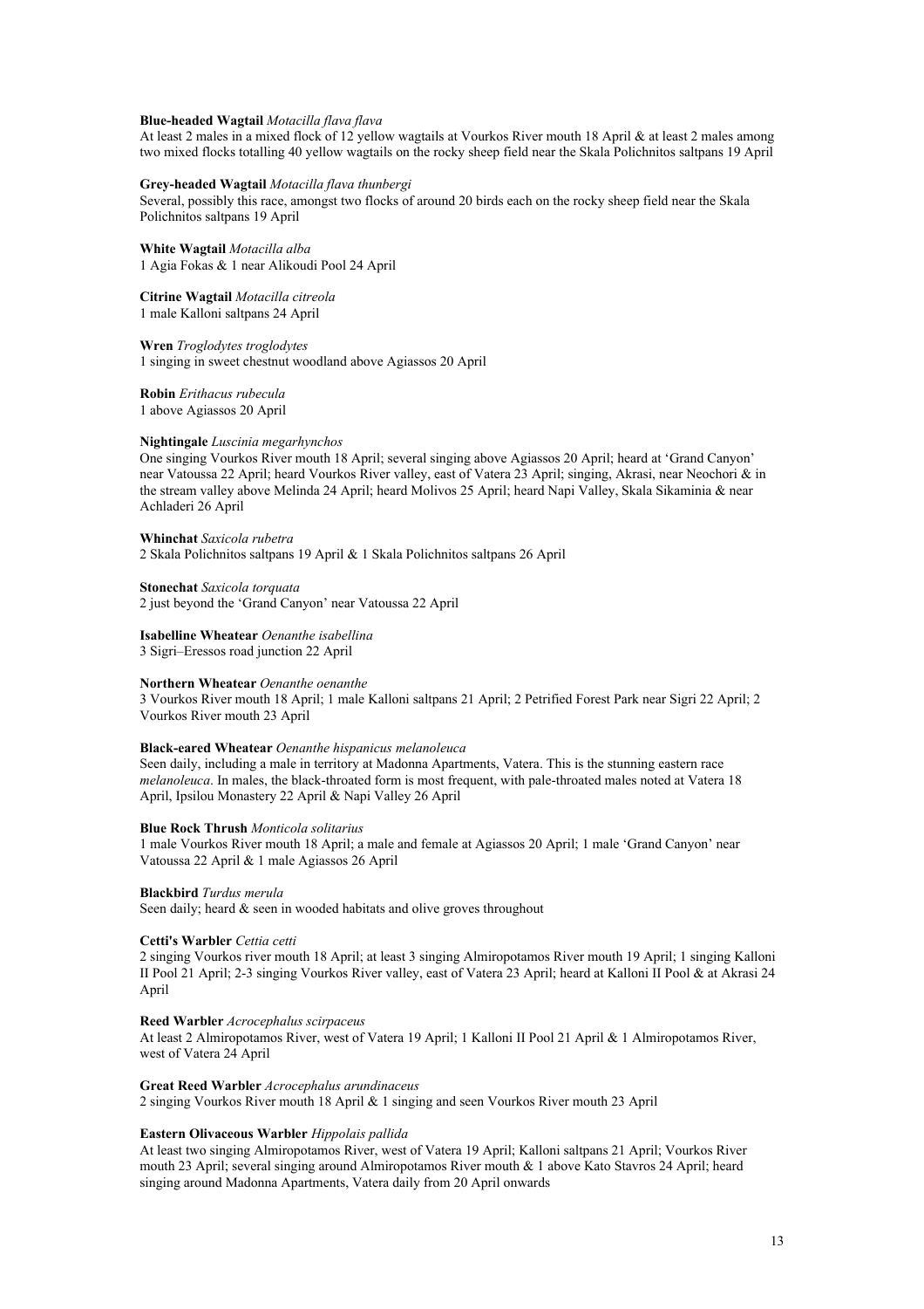**Blue-headed Wagtail** *Motacilla flava flava*
At least 2 males in a mixed flock of 12 yellow wagtails at Vourkos River mouth 18 April & at least 2 males among two mixed flocks totalling 40 yellow wagtails on the rocky sheep field near the Skala Polichnitos saltpans 19 April

**Grey-headed Wagtail** *Motacilla flava thunbergi*
Several, possibly this race, amongst two flocks of around 20 birds each on the rocky sheep field near the Skala Polichnitos saltpans 19 April

**White Wagtail** *Motacilla alba*
1 Agia Fokas & 1 near Alikoudi Pool 24 April

**Citrine Wagtail** *Motacilla citreola*
1 male Kalloni saltpans 24 April

**Wren** *Troglodytes troglodytes*
1 singing in sweet chestnut woodland above Agiassos 20 April

**Robin** *Erithacus rubecula*
1 above Agiassos 20 April

**Nightingale** *Luscinia megarhynchos*
One singing Vourkos River mouth 18 April; several singing above Agiassos 20 April; heard at 'Grand Canyon' near Vatoussa 22 April; heard Vourkos River valley, east of Vatera 23 April; singing, Akrasi, near Neochori & in the stream valley above Melinda 24 April; heard Molivos 25 April; heard Napi Valley, Skala Sikaminia & near Achladeri 26 April

**Whinchat** *Saxicola rubetra*
2 Skala Polichnitos saltpans 19 April & 1 Skala Polichnitos saltpans 26 April

**Stonechat** *Saxicola torquata*
2 just beyond the 'Grand Canyon' near Vatoussa 22 April

**Isabelline Wheatear** *Oenanthe isabellina*
3 Sigri–Eressos road junction 22 April

**Northern Wheatear** *Oenanthe oenanthe*
3 Vourkos River mouth 18 April; 1 male Kalloni saltpans 21 April; 2 Petrified Forest Park near Sigri 22 April; 2 Vourkos River mouth 23 April

**Black-eared Wheatear** *Oenanthe hispanicus melanoleuca*
Seen daily, including a male in territory at Madonna Apartments, Vatera. This is the stunning eastern race *melanoleuca*. In males, the black-throated form is most frequent, with pale-throated males noted at Vatera 18 April, Ipsilou Monastery 22 April & Napi Valley 26 April

**Blue Rock Thrush** *Monticola solitarius*
1 male Vourkos River mouth 18 April; a male and female at Agiassos 20 April; 1 male 'Grand Canyon' near Vatoussa 22 April & 1 male Agiassos 26 April

**Blackbird** *Turdus merula*
Seen daily; heard & seen in wooded habitats and olive groves throughout

**Cetti's Warbler** *Cettia cetti*
2 singing Vourkos river mouth 18 April; at least 3 singing Almiropotamos River mouth 19 April; 1 singing Kalloni II Pool 21 April; 2-3 singing Vourkos River valley, east of Vatera 23 April; heard at Kalloni II Pool & at Akrasi 24 April

**Reed Warbler** *Acrocephalus scirpaceus*
At least 2 Almiropotamos River, west of Vatera 19 April; 1 Kalloni II Pool 21 April & 1 Almiropotamos River, west of Vatera 24 April

**Great Reed Warbler** *Acrocephalus arundinaceus*
2 singing Vourkos River mouth 18 April & 1 singing and seen Vourkos River mouth 23 April

**Eastern Olivaceous Warbler** *Hippolais pallida*
At least two singing Almiropotamos River, west of Vatera 19 April; Kalloni saltpans 21 April; Vourkos River mouth 23 April; several singing around Almiropotamos River mouth & 1 above Kato Stavros 24 April; heard singing around Madonna Apartments, Vatera daily from 20 April onwards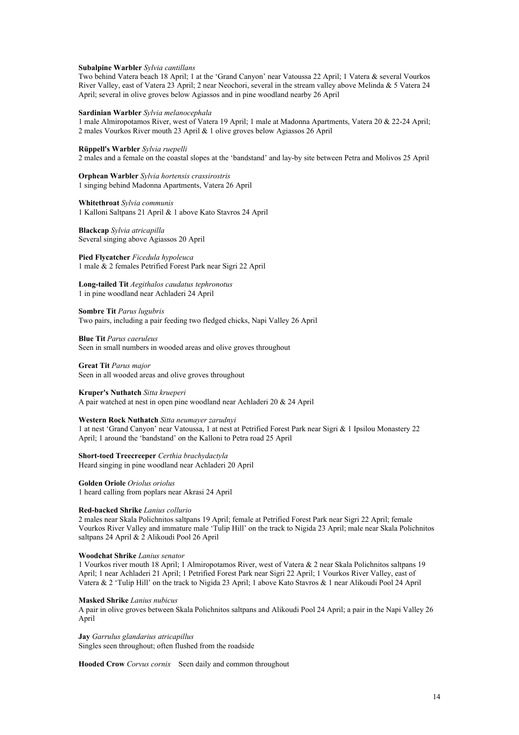**Subalpine Warbler** *Sylvia cantillans*
Two behind Vatera beach 18 April; 1 at the 'Grand Canyon' near Vatoussa 22 April; 1 Vatera & several Vourkos River Valley, east of Vatera 23 April; 2 near Neochori, several in the stream valley above Melinda & 5 Vatera 24 April; several in olive groves below Agiassos and in pine woodland nearby 26 April

**Sardinian Warbler** *Sylvia melanocephala*
1 male Almiropotamos River, west of Vatera 19 April; 1 male at Madonna Apartments, Vatera 20 & 22-24 April; 2 males Vourkos River mouth 23 April & 1 olive groves below Agiassos 26 April

**Rüppell's Warbler** *Sylvia ruepelli*
2 males and a female on the coastal slopes at the 'bandstand' and lay-by site between Petra and Molivos 25 April

**Orphean Warbler** *Sylvia hortensis crassirostris*
1 singing behind Madonna Apartments, Vatera 26 April

**Whitethroat** *Sylvia communis*
1 Kalloni Saltpans 21 April & 1 above Kato Stavros 24 April

**Blackcap** *Sylvia atricapilla*
Several singing above Agiassos 20 April

**Pied Flycatcher** *Ficedula hypoleuca*
1 male & 2 females Petrified Forest Park near Sigri 22 April

**Long-tailed Tit** *Aegithalos caudatus tephronotus*
1 in pine woodland near Achladeri 24 April

**Sombre Tit** *Parus lugubris*
Two pairs, including a pair feeding two fledged chicks, Napi Valley 26 April

**Blue Tit** *Parus caeruleus*
Seen in small numbers in wooded areas and olive groves throughout

**Great Tit** *Parus major*
Seen in all wooded areas and olive groves throughout

**Kruper's Nuthatch** *Sitta krueperi*
A pair watched at nest in open pine woodland near Achladeri 20 & 24 April

**Western Rock Nuthatch** *Sitta neumayer zarudnyi*
1 at nest 'Grand Canyon' near Vatoussa, 1 at nest at Petrified Forest Park near Sigri & 1 Ipsilou Monastery 22 April; 1 around the 'bandstand' on the Kalloni to Petra road 25 April

**Short-toed Treecreeper** *Certhia brachydactyla*
Heard singing in pine woodland near Achladeri 20 April

**Golden Oriole** *Oriolus oriolus*
1 heard calling from poplars near Akrasi 24 April

**Red-backed Shrike** *Lanius collurio*
2 males near Skala Polichnitos saltpans 19 April; female at Petrified Forest Park near Sigri 22 April; female Vourkos River Valley and immature male 'Tulip Hill' on the track to Nigida 23 April; male near Skala Polichnitos saltpans 24 April & 2 Alikoudi Pool 26 April

**Woodchat Shrike** *Lanius senator*
1 Vourkos river mouth 18 April; 1 Almiropotamos River, west of Vatera & 2 near Skala Polichnitos saltpans 19 April; 1 near Achladeri 21 April; 1 Petrified Forest Park near Sigri 22 April; 1 Vourkos River Valley, east of Vatera & 2 'Tulip Hill' on the track to Nigida 23 April; 1 above Kato Stavros & 1 near Alikoudi Pool 24 April

**Masked Shrike** *Lanius nubicus*
A pair in olive groves between Skala Polichnitos saltpans and Alikoudi Pool 24 April; a pair in the Napi Valley 26 April

**Jay** *Garrulus glandarius atricapillus*
Singles seen throughout; often flushed from the roadside

**Hooded Crow** *Corvus cornix* Seen daily and common throughout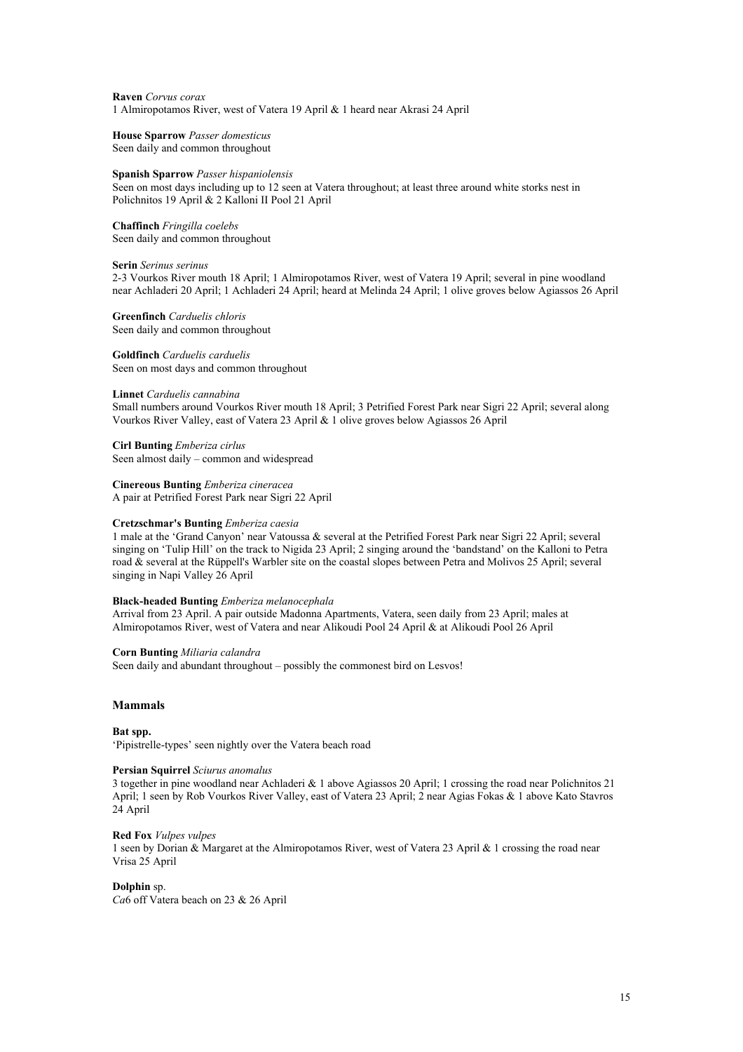**Raven** *Corvus corax*
1 Almiropotamos River, west of Vatera 19 April & 1 heard near Akrasi 24 April

**House Sparrow** *Passer domesticus*
Seen daily and common throughout

**Spanish Sparrow** *Passer hispaniolensis*
Seen on most days including up to 12 seen at Vatera throughout; at least three around white storks nest in Polichnitos 19 April & 2 Kalloni II Pool 21 April

**Chaffinch** *Fringilla coelebs*
Seen daily and common throughout

**Serin** *Serinus serinus*
2-3 Vourkos River mouth 18 April; 1 Almiropotamos River, west of Vatera 19 April; several in pine woodland near Achladeri 20 April; 1 Achladeri 24 April; heard at Melinda 24 April; 1 olive groves below Agiassos 26 April

**Greenfinch** *Carduelis chloris*
Seen daily and common throughout

**Goldfinch** *Carduelis carduelis*
Seen on most days and common throughout

**Linnet** *Carduelis cannabina*
Small numbers around Vourkos River mouth 18 April; 3 Petrified Forest Park near Sigri 22 April; several along Vourkos River Valley, east of Vatera 23 April & 1 olive groves below Agiassos 26 April

**Cirl Bunting** *Emberiza cirlus*
Seen almost daily – common and widespread

**Cinereous Bunting** *Emberiza cineracea*
A pair at Petrified Forest Park near Sigri 22 April

**Cretzschmar's Bunting** *Emberiza caesia*
1 male at the 'Grand Canyon' near Vatoussa & several at the Petrified Forest Park near Sigri 22 April; several singing on 'Tulip Hill' on the track to Nigida 23 April; 2 singing around the 'bandstand' on the Kalloni to Petra road & several at the Rüppell's Warbler site on the coastal slopes between Petra and Molivos 25 April; several singing in Napi Valley 26 April

**Black-headed Bunting** *Emberiza melanocephala*
Arrival from 23 April. A pair outside Madonna Apartments, Vatera, seen daily from 23 April; males at Almiropotamos River, west of Vatera and near Alikoudi Pool 24 April & at Alikoudi Pool 26 April

**Corn Bunting** *Miliaria calandra*
Seen daily and abundant throughout – possibly the commonest bird on Lesvos!

## Mammals

**Bat spp.**
'Pipistrelle-types' seen nightly over the Vatera beach road

**Persian Squirrel** *Sciurus anomalus*
3 together in pine woodland near Achladeri & 1 above Agiassos 20 April; 1 crossing the road near Polichnitos 21 April; 1 seen by Rob Vourkos River Valley, east of Vatera 23 April; 2 near Agias Fokas & 1 above Kato Stavros 24 April

**Red Fox** *Vulpes vulpes*
1 seen by Dorian & Margaret at the Almiropotamos River, west of Vatera 23 April & 1 crossing the road near Vrisa 25 April

**Dolphin** sp.
*Ca*6 off Vatera beach on 23 & 26 April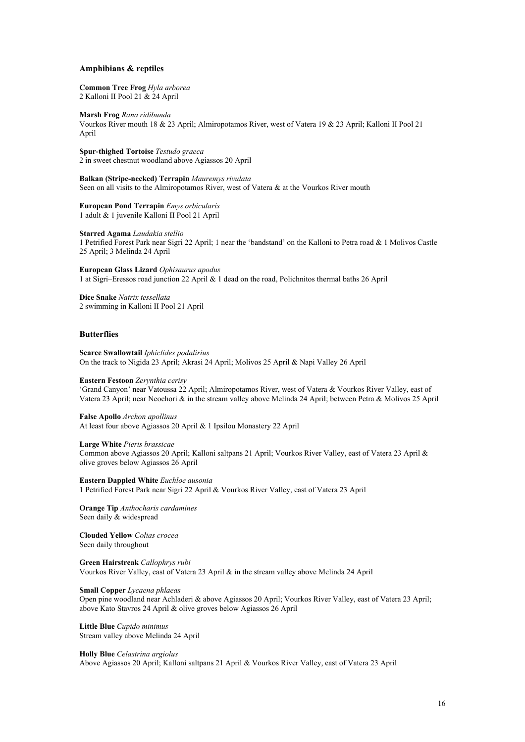## Amphibians & reptiles

**Common Tree Frog** *Hyla arborea*
2 Kalloni II Pool 21 & 24 April

**Marsh Frog** *Rana ridibunda*
Vourkos River mouth 18 & 23 April; Almiropotamos River, west of Vatera 19 & 23 April; Kalloni II Pool 21 April

**Spur-thighed Tortoise** *Testudo graeca*
2 in sweet chestnut woodland above Agiassos 20 April

**Balkan (Stripe-necked) Terrapin** *Mauremys rivulata*
Seen on all visits to the Almiropotamos River, west of Vatera & at the Vourkos River mouth

**European Pond Terrapin** *Emys orbicularis*
1 adult & 1 juvenile Kalloni II Pool 21 April

**Starred Agama** *Laudakia stellio*
1 Petrified Forest Park near Sigri 22 April; 1 near the 'bandstand' on the Kalloni to Petra road & 1 Molivos Castle 25 April; 3 Melinda 24 April

**European Glass Lizard** *Ophisaurus apodus*
1 at Sigri–Eressos road junction 22 April & 1 dead on the road, Polichnitos thermal baths 26 April

**Dice Snake** *Natrix tessellata*
2 swimming in Kalloni II Pool 21 April

## Butterflies

**Scarce Swallowtail** *Iphiclides podalirius*
On the track to Nigida 23 April; Akrasi 24 April; Molivos 25 April & Napi Valley 26 April

**Eastern Festoon** *Zerynthia cerisy*
'Grand Canyon' near Vatoussa 22 April; Almiropotamos River, west of Vatera & Vourkos River Valley, east of Vatera 23 April; near Neochori & in the stream valley above Melinda 24 April; between Petra & Molivos 25 April

**False Apollo** *Archon apollinus*
At least four above Agiassos 20 April & 1 Ipsilou Monastery 22 April

**Large White** *Pieris brassicae*
Common above Agiassos 20 April; Kalloni saltpans 21 April; Vourkos River Valley, east of Vatera 23 April & olive groves below Agiassos 26 April

**Eastern Dappled White** *Euchloe ausonia*
1 Petrified Forest Park near Sigri 22 April & Vourkos River Valley, east of Vatera 23 April

**Orange Tip** *Anthocharis cardamines*
Seen daily & widespread

**Clouded Yellow** *Colias crocea*
Seen daily throughout

**Green Hairstreak** *Callophrys rubi*
Vourkos River Valley, east of Vatera 23 April & in the stream valley above Melinda 24 April

**Small Copper** *Lycaena phlaeas*
Open pine woodland near Achladeri & above Agiassos 20 April; Vourkos River Valley, east of Vatera 23 April; above Kato Stavros 24 April & olive groves below Agiassos 26 April

**Little Blue** *Cupido minimus*
Stream valley above Melinda 24 April

**Holly Blue** *Celastrina argiolus*
Above Agiassos 20 April; Kalloni saltpans 21 April & Vourkos River Valley, east of Vatera 23 April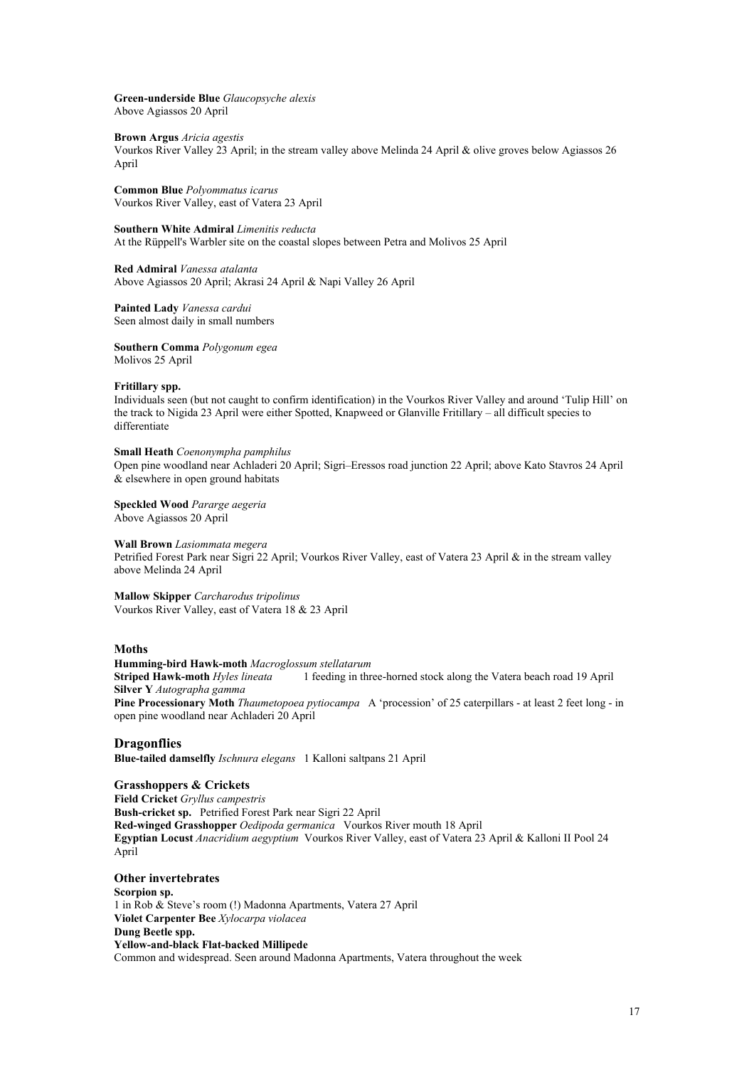**Green-underside Blue** *Glaucopsyche alexis*
Above Agiassos 20 April

**Brown Argus** *Aricia agestis*
Vourkos River Valley 23 April; in the stream valley above Melinda 24 April & olive groves below Agiassos 26 April

**Common Blue** *Polyommatus icarus*
Vourkos River Valley, east of Vatera 23 April

**Southern White Admiral** *Limenitis reducta*
At the Rüppell's Warbler site on the coastal slopes between Petra and Molivos 25 April

**Red Admiral** *Vanessa atalanta*
Above Agiassos 20 April; Akrasi 24 April & Napi Valley 26 April

**Painted Lady** *Vanessa cardui*
Seen almost daily in small numbers

**Southern Comma** *Polygonum egea*
Molivos 25 April

**Fritillary spp.**
Individuals seen (but not caught to confirm identification) in the Vourkos River Valley and around 'Tulip Hill' on the track to Nigida 23 April were either Spotted, Knapweed or Glanville Fritillary – all difficult species to differentiate

**Small Heath** *Coenonympha pamphilus*
Open pine woodland near Achladeri 20 April; Sigri–Eressos road junction 22 April; above Kato Stavros 24 April & elsewhere in open ground habitats

**Speckled Wood** *Pararge aegeria*
Above Agiassos 20 April

**Wall Brown** *Lasiommata megera*
Petrified Forest Park near Sigri 22 April; Vourkos River Valley, east of Vatera 23 April & in the stream valley above Melinda 24 April

**Mallow Skipper** *Carcharodus tripolinus*
Vourkos River Valley, east of Vatera 18 & 23 April

## Moths

**Humming-bird Hawk-moth** *Macroglossum stellatarum*
**Striped Hawk-moth** *Hyles lineata* 1 feeding in three-horned stock along the Vatera beach road 19 April
**Silver Y** *Autographa gamma*
**Pine Processionary Moth** *Thaumetopoea pytiocampa* A 'procession' of 25 caterpillars - at least 2 feet long - in open pine woodland near Achladeri 20 April

## Dragonflies

**Blue-tailed damselfly** *Ischnura elegans* 1 Kalloni saltpans 21 April

## Grasshoppers & Crickets

**Field Cricket** *Gryllus campestris*
**Bush-cricket sp.** Petrified Forest Park near Sigri 22 April
**Red-winged Grasshopper** *Oedipoda germanica* Vourkos River mouth 18 April
**Egyptian Locust** *Anacridium aegyptium* Vourkos River Valley, east of Vatera 23 April & Kalloni II Pool 24 April

## Other invertebrates

**Scorpion sp.**
1 in Rob & Steve's room (!) Madonna Apartments, Vatera 27 April
**Violet Carpenter Bee** *Xylocarpa violacea*
**Dung Beetle spp.**
**Yellow-and-black Flat-backed Millipede**
Common and widespread. Seen around Madonna Apartments, Vatera throughout the week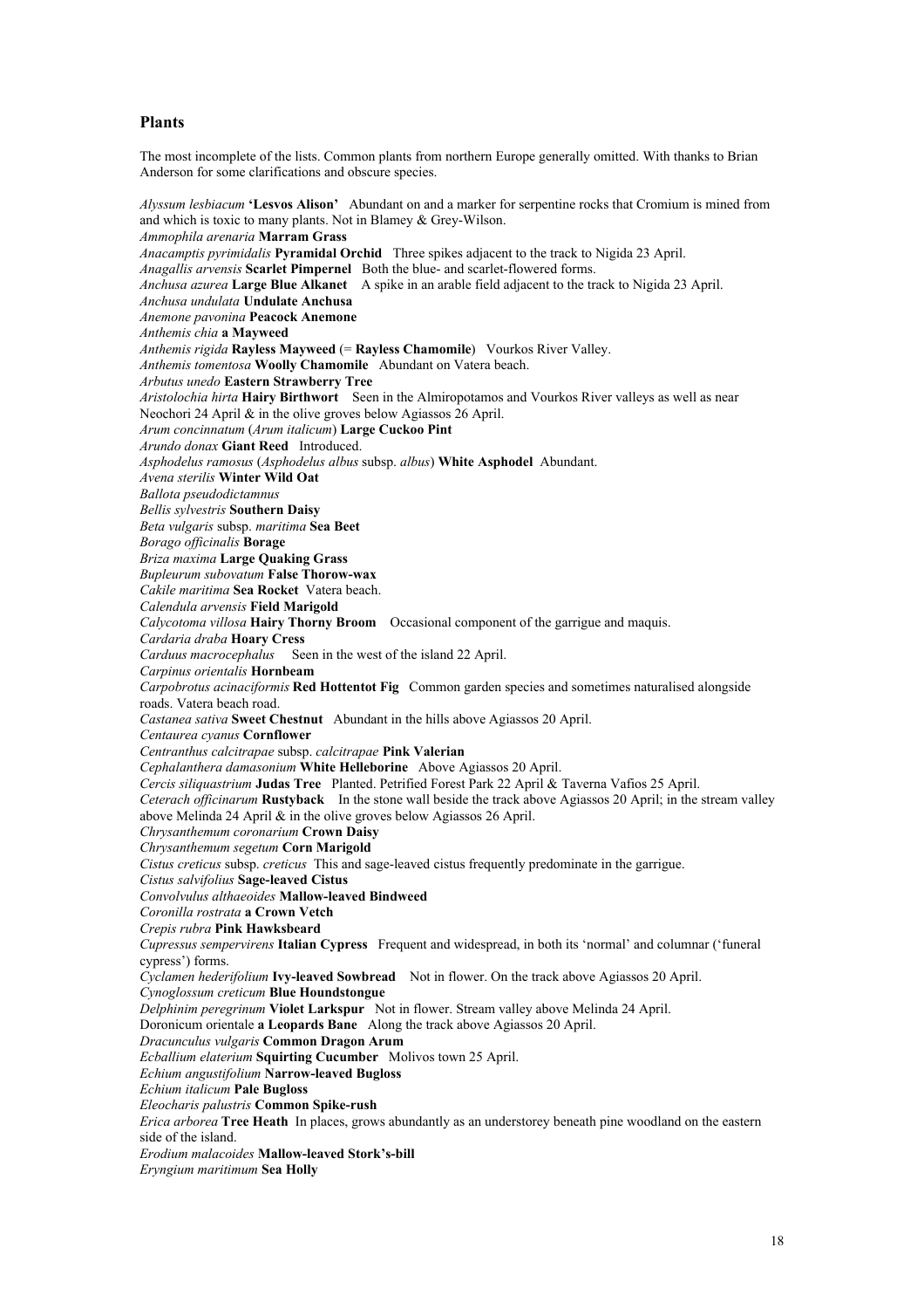## Plants

The most incomplete of the lists. Common plants from northern Europe generally omitted. With thanks to Brian Anderson for some clarifications and obscure species.

*Alyssum lesbiacum* **'Lesvos Alison'** Abundant on and a marker for serpentine rocks that Cromium is mined from and which is toxic to many plants. Not in Blamey & Grey-Wilson.
*Ammophila arenaria* **Marram Grass**
*Anacamptis pyrimidalis* **Pyramidal Orchid** Three spikes adjacent to the track to Nigida 23 April.
*Anagallis arvensis* **Scarlet Pimpernel** Both the blue- and scarlet-flowered forms.
*Anchusa azurea* **Large Blue Alkanet** A spike in an arable field adjacent to the track to Nigida 23 April.
*Anchusa undulata* **Undulate Anchusa**
*Anemone pavonina* **Peacock Anemone**
*Anthemis chia* **a Mayweed**
*Anthemis rigida* **Rayless Mayweed** (= **Rayless Chamomile**) Vourkos River Valley.
*Anthemis tomentosa* **Woolly Chamomile** Abundant on Vatera beach.
*Arbutus unedo* **Eastern Strawberry Tree**
*Aristolochia hirta* **Hairy Birthwort** Seen in the Almiropotamos and Vourkos River valleys as well as near Neochori 24 April & in the olive groves below Agiassos 26 April.
*Arum concinnatum* (*Arum italicum*) **Large Cuckoo Pint**
*Arundo donax* **Giant Reed** Introduced.
*Asphodelus ramosus* (*Asphodelus albus* subsp. *albus*) **White Asphodel** Abundant.
*Avena sterilis* **Winter Wild Oat**
*Ballota pseudodictamnus*
*Bellis sylvestris* **Southern Daisy**
*Beta vulgaris* subsp. *maritima* **Sea Beet**
*Borago officinalis* **Borage**
*Briza maxima* **Large Quaking Grass**
*Bupleurum subovatum* **False Thorow-wax**
*Cakile maritima* **Sea Rocket** Vatera beach.
*Calendula arvensis* **Field Marigold**
*Calycotoma villosa* **Hairy Thorny Broom** Occasional component of the garrigue and maquis.
*Cardaria draba* **Hoary Cress**
*Carduus macrocephalus* Seen in the west of the island 22 April.
*Carpinus orientalis* **Hornbeam**
*Carpobrotus acinaciformis* **Red Hottentot Fig** Common garden species and sometimes naturalised alongside roads. Vatera beach road.
*Castanea sativa* **Sweet Chestnut** Abundant in the hills above Agiassos 20 April.
*Centaurea cyanus* **Cornflower**
*Centranthus calcitrapae* subsp. *calcitrapae* **Pink Valerian**
*Cephalanthera damasonium* **White Helleborine** Above Agiassos 20 April.
*Cercis siliquastrium* **Judas Tree** Planted. Petrified Forest Park 22 April & Taverna Vafios 25 April.
*Ceterach officinarum* **Rustyback** In the stone wall beside the track above Agiassos 20 April; in the stream valley above Melinda 24 April & in the olive groves below Agiassos 26 April.
*Chrysanthemum coronarium* **Crown Daisy**
*Chrysanthemum segetum* **Corn Marigold**
*Cistus creticus* subsp. *creticus* This and sage-leaved cistus frequently predominate in the garrigue.
*Cistus salvifolius* **Sage-leaved Cistus**
*Convolvulus althaeoides* **Mallow-leaved Bindweed**
*Coronilla rostrata* **a Crown Vetch**
*Crepis rubra* **Pink Hawksbeard**
*Cupressus sempervirens* **Italian Cypress** Frequent and widespread, in both its 'normal' and columnar ('funeral cypress') forms.
*Cyclamen hederifolium* **Ivy-leaved Sowbread** Not in flower. On the track above Agiassos 20 April.
*Cynoglossum creticum* **Blue Houndstongue**
*Delphinim peregrinum* **Violet Larkspur** Not in flower. Stream valley above Melinda 24 April.
Doronicum orientale **a Leopards Bane** Along the track above Agiassos 20 April.
*Dracunculus vulgaris* **Common Dragon Arum**
*Ecballium elaterium* **Squirting Cucumber** Molivos town 25 April.
*Echium angustifolium* **Narrow-leaved Bugloss**
*Echium italicum* **Pale Bugloss**
*Eleocharis palustris* **Common Spike-rush**
*Erica arborea* **Tree Heath** In places, grows abundantly as an understorey beneath pine woodland on the eastern side of the island.
*Erodium malacoides* **Mallow-leaved Stork's-bill**
*Eryngium maritimum* **Sea Holly**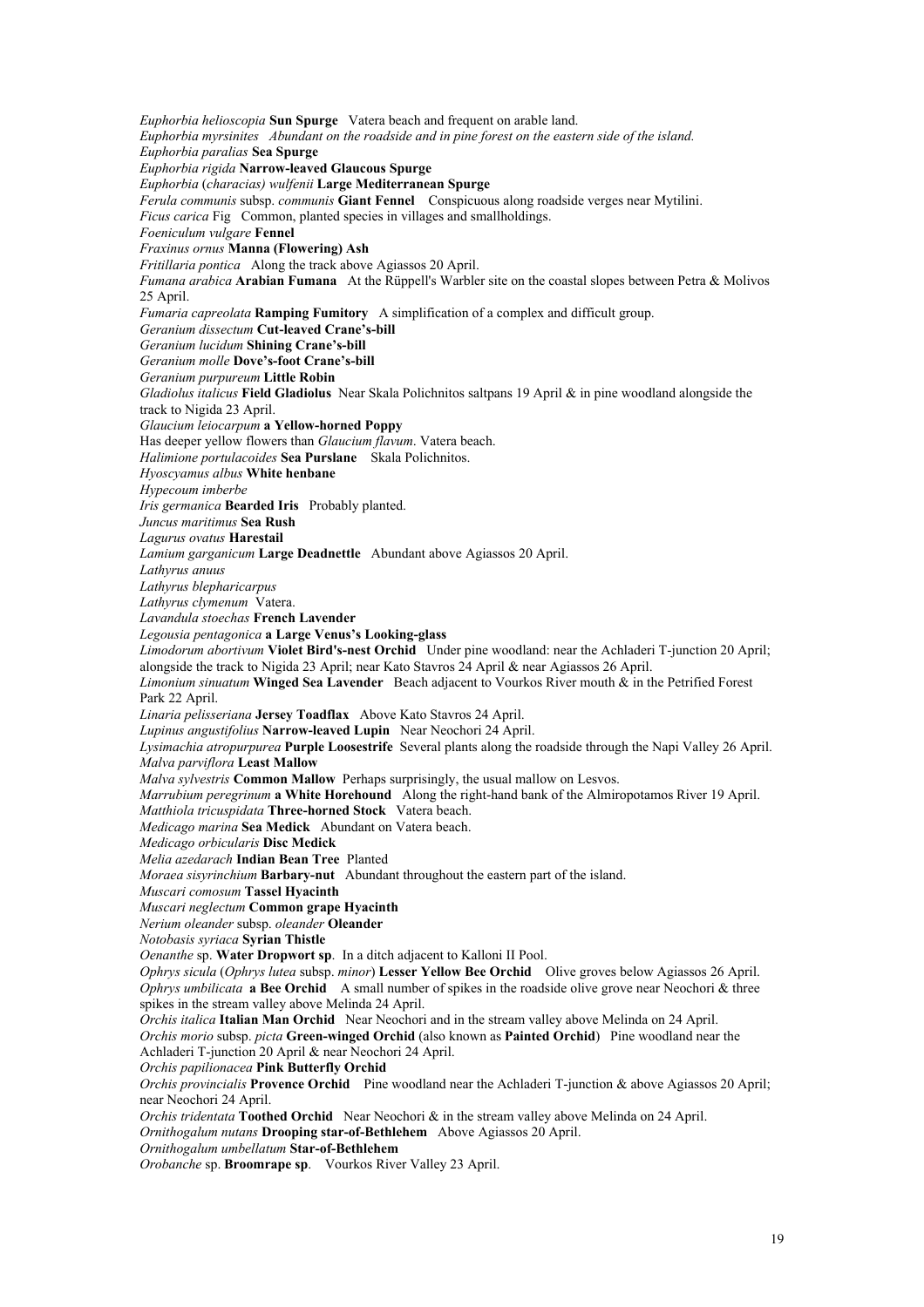*Euphorbia helioscopia* **Sun Spurge** Vatera beach and frequent on arable land.
*Euphorbia myrsinites Abundant on the roadside and in pine forest on the eastern side of the island.*
*Euphorbia paralias* **Sea Spurge**
*Euphorbia rigida* **Narrow-leaved Glaucous Spurge**
*Euphorbia* (*characias) wulfenii* **Large Mediterranean Spurge**
*Ferula communis* subsp. *communis* **Giant Fennel** Conspicuous along roadside verges near Mytilini.
*Ficus carica* Fig Common, planted species in villages and smallholdings.
*Foeniculum vulgare* **Fennel**
*Fraxinus ornus* **Manna (Flowering) Ash**
*Fritillaria pontica* Along the track above Agiassos 20 April.
*Fumana arabica* **Arabian Fumana** At the Rüppell's Warbler site on the coastal slopes between Petra & Molivos 25 April.
*Fumaria capreolata* **Ramping Fumitory** A simplification of a complex and difficult group.
*Geranium dissectum* **Cut-leaved Crane's-bill**
*Geranium lucidum* **Shining Crane's-bill**
*Geranium molle* **Dove's-foot Crane's-bill**
*Geranium purpureum* **Little Robin**
*Gladiolus italicus* **Field Gladiolus** Near Skala Polichnitos saltpans 19 April & in pine woodland alongside the track to Nigida 23 April.
*Glaucium leiocarpum* **a Yellow-horned Poppy**
Has deeper yellow flowers than *Glaucium flavum*. Vatera beach.
*Halimione portulacoides* **Sea Purslane** Skala Polichnitos.
*Hyoscyamus albus* **White henbane**
*Hypecoum imberbe*
*Iris germanica* **Bearded Iris** Probably planted.
*Juncus maritimus* **Sea Rush**
*Lagurus ovatus* **Harestail**
*Lamium garganicum* **Large Deadnettle** Abundant above Agiassos 20 April.
*Lathyrus anuus*
*Lathyrus blepharicarpus*
*Lathyrus clymenum* Vatera.
*Lavandula stoechas* **French Lavender**
*Legousia pentagonica* **a Large Venus's Looking-glass**
*Limodorum abortivum* **Violet Bird's-nest Orchid** Under pine woodland: near the Achladeri T-junction 20 April; alongside the track to Nigida 23 April; near Kato Stavros 24 April & near Agiassos 26 April.
*Limonium sinuatum* **Winged Sea Lavender** Beach adjacent to Vourkos River mouth & in the Petrified Forest Park 22 April.
*Linaria pelisseriana* **Jersey Toadflax** Above Kato Stavros 24 April.
*Lupinus angustifolius* **Narrow-leaved Lupin** Near Neochori 24 April.
*Lysimachia atropurpurea* **Purple Loosestrife** Several plants along the roadside through the Napi Valley 26 April.
*Malva parviflora* **Least Mallow**
*Malva sylvestris* **Common Mallow** Perhaps surprisingly, the usual mallow on Lesvos.
*Marrubium peregrinum* **a White Horehound** Along the right-hand bank of the Almiropotamos River 19 April.
*Matthiola tricuspidata* **Three-horned Stock** Vatera beach.
*Medicago marina* **Sea Medick** Abundant on Vatera beach.
*Medicago orbicularis* **Disc Medick**
*Melia azedarach* **Indian Bean Tree** Planted
*Moraea sisyrinchium* **Barbary-nut** Abundant throughout the eastern part of the island.
*Muscari comosum* **Tassel Hyacinth**
*Muscari neglectum* **Common grape Hyacinth**
*Nerium oleander* subsp. *oleander* **Oleander**
*Notobasis syriaca* **Syrian Thistle**
*Oenanthe* sp. **Water Dropwort sp**. In a ditch adjacent to Kalloni II Pool.
*Ophrys sicula* (*Ophrys lutea* subsp. *minor*) **Lesser Yellow Bee Orchid** Olive groves below Agiassos 26 April.
*Ophrys umbilicata* **a Bee Orchid** A small number of spikes in the roadside olive grove near Neochori & three spikes in the stream valley above Melinda 24 April.
*Orchis italica* **Italian Man Orchid** Near Neochori and in the stream valley above Melinda on 24 April.
*Orchis morio* subsp. *picta* **Green-winged Orchid** (also known as **Painted Orchid**) Pine woodland near the Achladeri T-junction 20 April & near Neochori 24 April.
*Orchis papilionacea* **Pink Butterfly Orchid**
*Orchis provincialis* **Provence Orchid** Pine woodland near the Achladeri T-junction & above Agiassos 20 April; near Neochori 24 April.
*Orchis tridentata* **Toothed Orchid** Near Neochori & in the stream valley above Melinda on 24 April.
*Ornithogalum nutans* **Drooping star-of-Bethlehem** Above Agiassos 20 April.
*Ornithogalum umbellatum* **Star-of-Bethlehem**
*Orobanche* sp. **Broomrape sp**. Vourkos River Valley 23 April.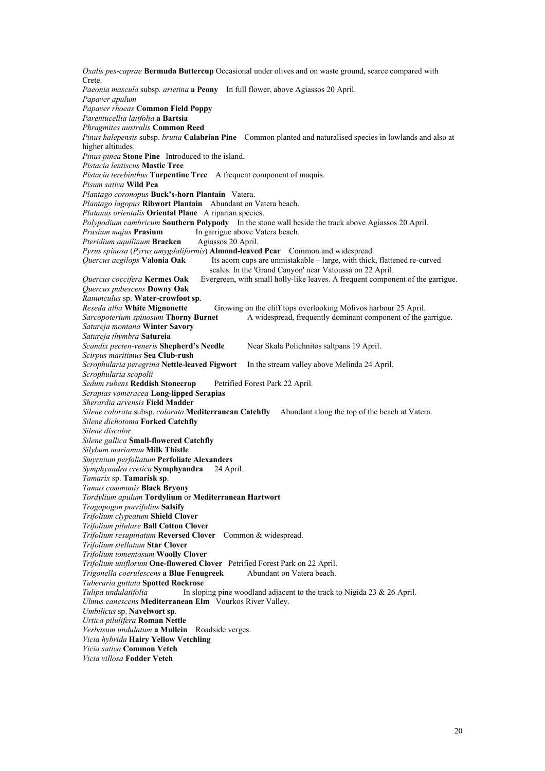*Oxalis pes-caprae* **Bermuda Buttercup** Occasional under olives and on waste ground, scarce compared with Crete.
*Paeonia mascula* subsp*. arietina* **a Peony** In full flower, above Agiassos 20 April.
*Papaver apulum*
*Papaver rhoeas* **Common Field Poppy**
*Parentucellia latifolia* **a Bartsia**
*Phragmites australis* **Common Reed**
*Pinus halepensis* subsp. *brutia* **Calabrian Pine** Common planted and naturalised species in lowlands and also at higher altitudes.
*Pinus pinea* **Stone Pine** Introduced to the island.
*Pistacia lentiscus* **Mastic Tree**
*Pistacia terebinthus* **Turpentine Tree** A frequent component of maquis.
*Pisum sativa* **Wild Pea**
*Plantago coronopus* **Buck's-horn Plantain** Vatera.
*Plantago lagopus* **Ribwort Plantain** Abundant on Vatera beach.
*Platanus orientalis* **Oriental Plane** A riparian species.
*Polypodium cambricum* **Southern Polypody** In the stone wall beside the track above Agiassos 20 April.
*Prasium majus* **Prasium** In garrigue above Vatera beach.
*Pteridium aquilinum* **Bracken** Agiassos 20 April.
*Pyrus spinosa* (*Pyrus amygdaliformis*) **Almond-leaved Pear** Common and widespread.
*Quercus aegilops* **Valonia Oak** Its acorn cups are unmistakable – large, with thick, flattened re-curved scales. In the 'Grand Canyon' near Vatoussa on 22 April.
*Quercus coccifera* **Kermes Oak** Evergreen, with small holly-like leaves. A frequent component of the garrigue.
*Quercus pubescens* **Downy Oak**
*Ranunculus* sp. **Water-crowfoot sp**.
*Reseda alba* **White Mignonette** Growing on the cliff tops overlooking Molivos harbour 25 April.
*Sarcopoterium spinosum* **Thorny Burnet** A widespread, frequently dominant component of the garrigue.
*Satureja montana* **Winter Savory**
*Satureja thymbra* **Satureia**
*Scandix pecten-veneris* **Shepherd's Needle** Near Skala Polichnitos saltpans 19 April.
*Scirpus maritimus* **Sea Club-rush**
*Scrophularia peregrina* **Nettle-leaved Figwort** In the stream valley above Melinda 24 April.
*Scrophularia scopolii*
*Sedum rubens* **Reddish Stonecrop** Petrified Forest Park 22 April.
*Serapias vomeracea* **Long-lipped Serapias**
*Sherardia arvensis* **Field Madder**
*Silene colorata* subsp. *colorata* **Mediterranean Catchfly** Abundant along the top of the beach at Vatera.
*Silene dichotoma* **Forked Catchfly**
*Silene discolor*
*Silene gallica* **Small-flowered Catchfly**
*Silybum marianum* **Milk Thistle**
*Smyrnium perfoliatum* **Perfoliate Alexanders**
*Symphyandra cretica* **Symphyandra** 24 April.
*Tamarix* sp. **Tamarisk sp**.
*Tamus communis* **Black Bryony**
*Tordylium apulum* **Tordylium** or **Mediterranean Hartwort**
*Tragopogon porrifolius* **Salsify**
*Trifolium clypeatum* **Shield Clover**
*Trifolium pilulare* **Ball Cotton Clover**
*Trifolium resupinatum* **Reversed Clover** Common & widespread.
*Trifolium stellatum* **Star Clover**
*Trifolium tomentosum* **Woolly Clover**
*Trifolium uniflorum* **One-flowered Clover** Petrified Forest Park on 22 April.
*Trigonella coerulescens* **a Blue Fenugreek** Abundant on Vatera beach.
*Tuberaria guttata* **Spotted Rockrose**
*Tulipa undulatifolia* In sloping pine woodland adjacent to the track to Nigida 23 & 26 April.
*Ulmus canescens* **Mediterranean Elm** Vourkos River Valley.
*Umbilicus* sp. **Navelwort sp**.
*Urtica pilulifera* **Roman Nettle**
*Verbasum undulatum* **a Mullein** Roadside verges.
*Vicia hybrida* **Hairy Yellow Vetchling**
*Vicia sativa* **Common Vetch**
*Vicia villosa* **Fodder Vetch**